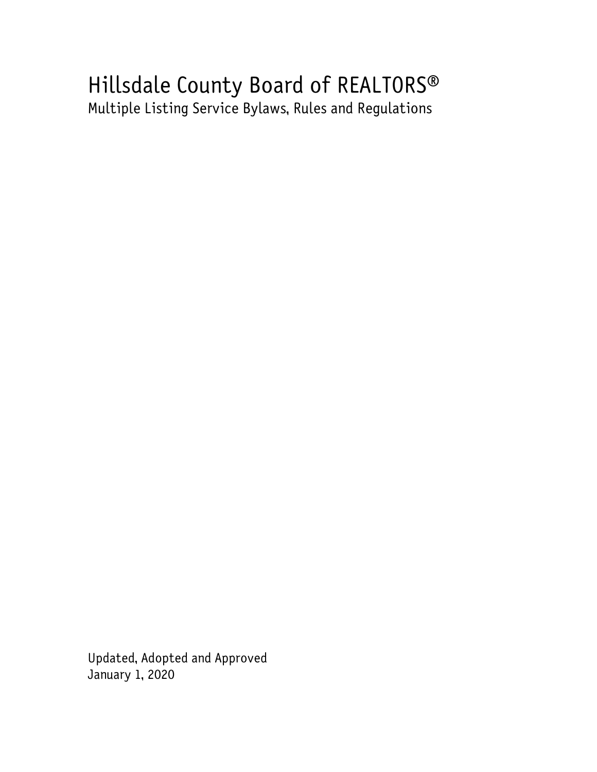# Hillsdale County Board of REALTORS®

Multiple Listing Service Bylaws, Rules and Regulations

Updated, Adopted and Approved
January 1, 2020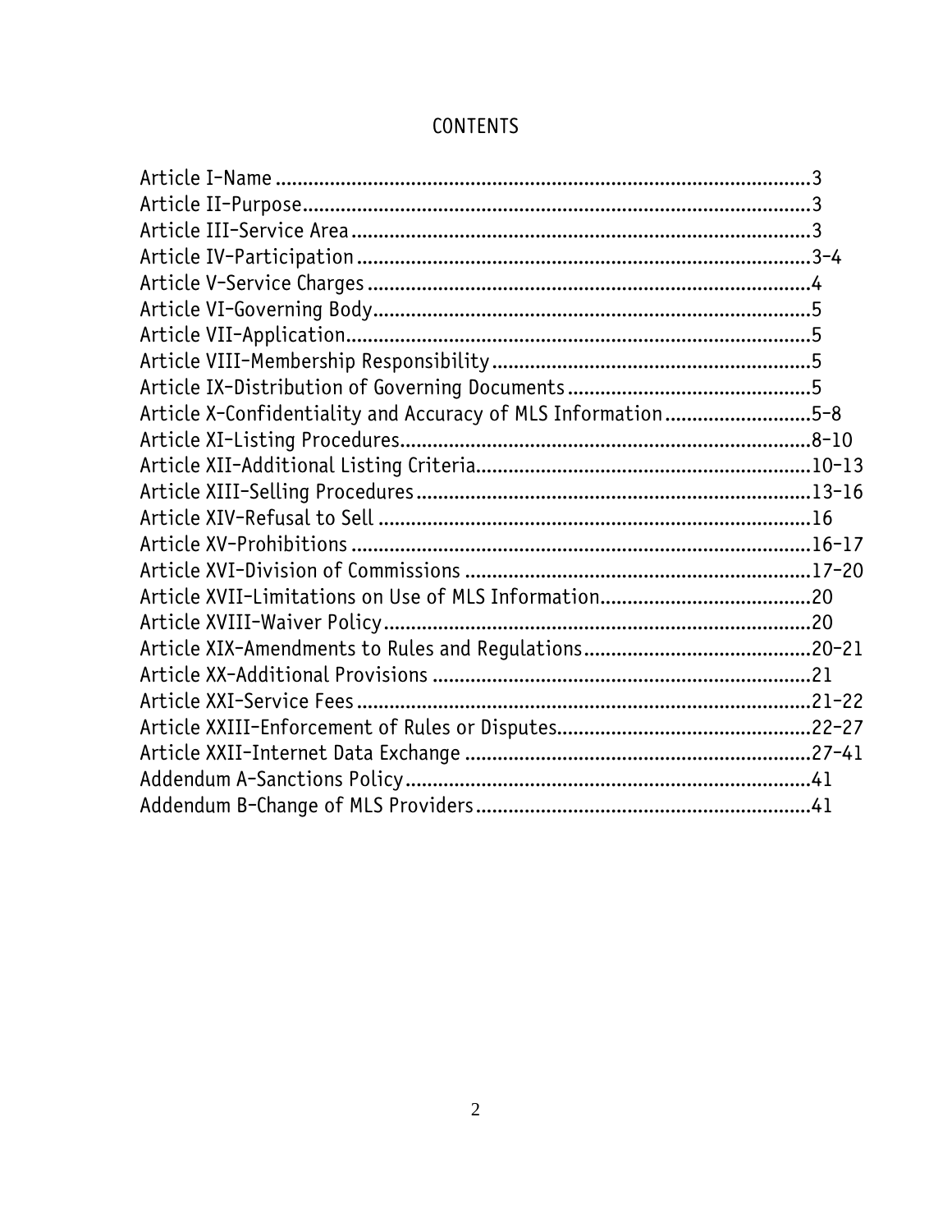# CONTENTS

Article I-Name ......................................................................................3
Article II-Purpose....................................................................................3
Article III-Service Area ..........................................................................3
Article IV-Participation ..........................................................................3-4
Article V-Service Charges ......................................................................4
Article VI-Governing Body......................................................................5
Article VII-Application............................................................................5
Article VIII-Membership Responsibility .................................................5
Article IX-Distribution of Governing Documents ....................................5
Article X-Confidentiality and Accuracy of MLS Information ....................5-8
Article XI-Listing Procedures..................................................................8-10
Article XII-Additional Listing Criteria.....................................................10-13
Article XIII-Selling Procedures ..............................................................13-16
Article XIV-Refusal to Sell .....................................................................16
Article XV-Prohibitions ..........................................................................16-17
Article XVI-Division of Commissions ......................................................17-20
Article XVII-Limitations on Use of MLS Information...............................20
Article XVIII-Waiver Policy.....................................................................20
Article XIX-Amendments to Rules and Regulations.................................20-21
Article XX-Additional Provisions ............................................................21
Article XXI-Service Fees ........................................................................21-22
Article XXIII-Enforcement of Rules or Disputes.......................................22-27
Article XXII-Internet Data Exchange ......................................................27-41
Addendum A-Sanctions Policy................................................................41
Addendum B-Change of MLS Providers...................................................41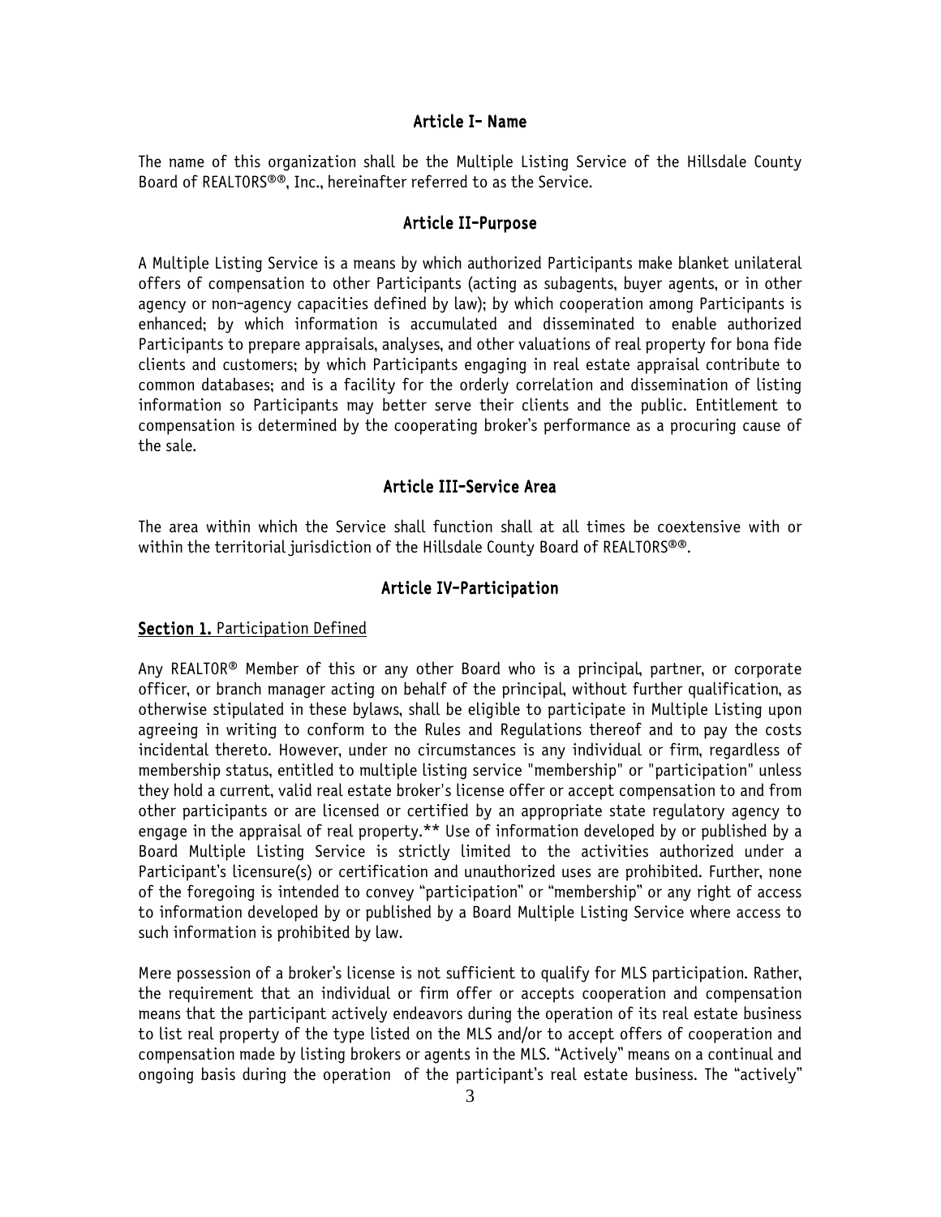## Article I- Name

The name of this organization shall be the Multiple Listing Service of the Hillsdale County Board of REALTORS®®, Inc., hereinafter referred to as the Service.

## Article II-Purpose

A Multiple Listing Service is a means by which authorized Participants make blanket unilateral offers of compensation to other Participants (acting as subagents, buyer agents, or in other agency or non-agency capacities defined by law); by which cooperation among Participants is enhanced; by which information is accumulated and disseminated to enable authorized Participants to prepare appraisals, analyses, and other valuations of real property for bona fide clients and customers; by which Participants engaging in real estate appraisal contribute to common databases; and is a facility for the orderly correlation and dissemination of listing information so Participants may better serve their clients and the public. Entitlement to compensation is determined by the cooperating broker's performance as a procuring cause of the sale.

## Article III-Service Area

The area within which the Service shall function shall at all times be coextensive with or within the territorial jurisdiction of the Hillsdale County Board of REALTORS®®.

## Article IV-Participation

**Section 1.** Participation Defined

Any REALTOR® Member of this or any other Board who is a principal, partner, or corporate officer, or branch manager acting on behalf of the principal, without further qualification, as otherwise stipulated in these bylaws, shall be eligible to participate in Multiple Listing upon agreeing in writing to conform to the Rules and Regulations thereof and to pay the costs incidental thereto. However, under no circumstances is any individual or firm, regardless of membership status, entitled to multiple listing service "membership" or "participation" unless they hold a current, valid real estate broker's license offer or accept compensation to and from other participants or are licensed or certified by an appropriate state regulatory agency to engage in the appraisal of real property.** Use of information developed by or published by a Board Multiple Listing Service is strictly limited to the activities authorized under a Participant's licensure(s) or certification and unauthorized uses are prohibited. Further, none of the foregoing is intended to convey "participation" or "membership" or any right of access to information developed by or published by a Board Multiple Listing Service where access to such information is prohibited by law.

Mere possession of a broker's license is not sufficient to qualify for MLS participation. Rather, the requirement that an individual or firm offer or accepts cooperation and compensation means that the participant actively endeavors during the operation of its real estate business to list real property of the type listed on the MLS and/or to accept offers of cooperation and compensation made by listing brokers or agents in the MLS. "Actively" means on a continual and ongoing basis during the operation of the participant's real estate business. The "actively"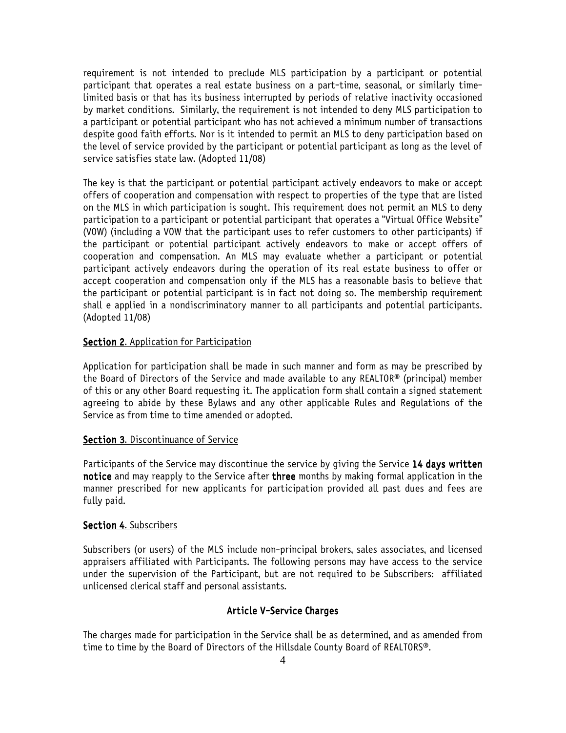requirement is not intended to preclude MLS participation by a participant or potential participant that operates a real estate business on a part-time, seasonal, or similarly time-limited basis or that has its business interrupted by periods of relative inactivity occasioned by market conditions. Similarly, the requirement is not intended to deny MLS participation to a participant or potential participant who has not achieved a minimum number of transactions despite good faith efforts. Nor is it intended to permit an MLS to deny participation based on the level of service provided by the participant or potential participant as long as the level of service satisfies state law. (Adopted 11/08)

The key is that the participant or potential participant actively endeavors to make or accept offers of cooperation and compensation with respect to properties of the type that are listed on the MLS in which participation is sought. This requirement does not permit an MLS to deny participation to a participant or potential participant that operates a "Virtual Office Website" (VOW) (including a VOW that the participant uses to refer customers to other participants) if the participant or potential participant actively endeavors to make or accept offers of cooperation and compensation. An MLS may evaluate whether a participant or potential participant actively endeavors during the operation of its real estate business to offer or accept cooperation and compensation only if the MLS has a reasonable basis to believe that the participant or potential participant is in fact not doing so. The membership requirement shall e applied in a nondiscriminatory manner to all participants and potential participants. (Adopted 11/08)

**Section 2**. Application for Participation

Application for participation shall be made in such manner and form as may be prescribed by the Board of Directors of the Service and made available to any REALTOR® (principal) member of this or any other Board requesting it. The application form shall contain a signed statement agreeing to abide by these Bylaws and any other applicable Rules and Regulations of the Service as from time to time amended or adopted.

**Section 3**. Discontinuance of Service

Participants of the Service may discontinue the service by giving the Service **14 days written notice** and may reapply to the Service after **three** months by making formal application in the manner prescribed for new applicants for participation provided all past dues and fees are fully paid.

**Section 4**. Subscribers

Subscribers (or users) of the MLS include non-principal brokers, sales associates, and licensed appraisers affiliated with Participants. The following persons may have access to the service under the supervision of the Participant, but are not required to be Subscribers: affiliated unlicensed clerical staff and personal assistants.

## Article V-Service Charges

The charges made for participation in the Service shall be as determined, and as amended from time to time by the Board of Directors of the Hillsdale County Board of REALTORS®.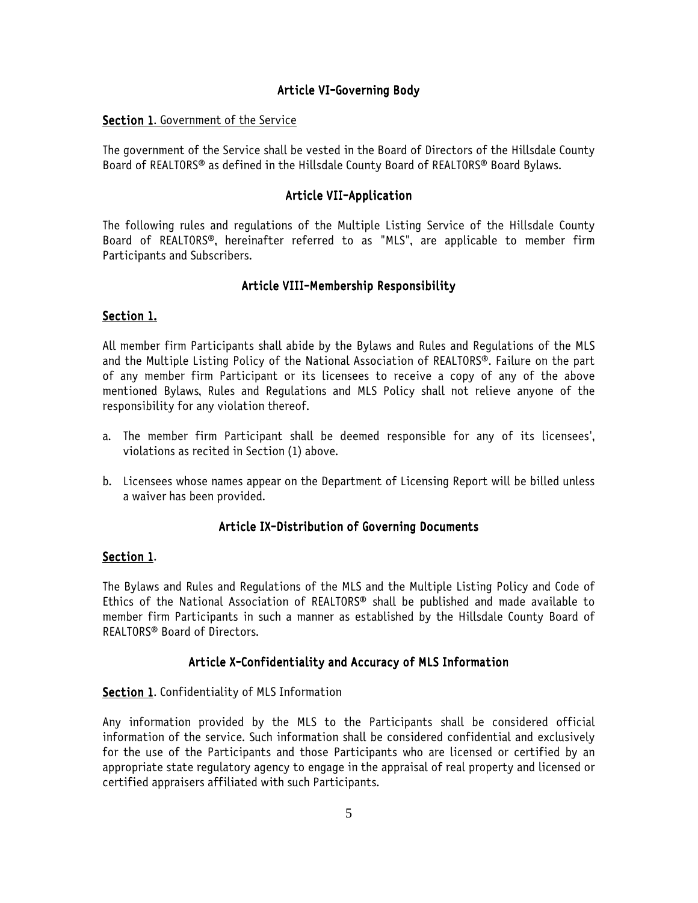## Article VI-Governing Body

**Section 1**. Government of the Service

The government of the Service shall be vested in the Board of Directors of the Hillsdale County Board of REALTORS® as defined in the Hillsdale County Board of REALTORS® Board Bylaws.

## Article VII-Application

The following rules and regulations of the Multiple Listing Service of the Hillsdale County Board of REALTORS®, hereinafter referred to as "MLS", are applicable to member firm Participants and Subscribers.

## Article VIII-Membership Responsibility

**Section 1.**

All member firm Participants shall abide by the Bylaws and Rules and Regulations of the MLS and the Multiple Listing Policy of the National Association of REALTORS®. Failure on the part of any member firm Participant or its licensees to receive a copy of any of the above mentioned Bylaws, Rules and Regulations and MLS Policy shall not relieve anyone of the responsibility for any violation thereof.

a. The member firm Participant shall be deemed responsible for any of its licensees', violations as recited in Section (1) above.

b. Licensees whose names appear on the Department of Licensing Report will be billed unless a waiver has been provided.

## Article IX-Distribution of Governing Documents

**Section 1**.

The Bylaws and Rules and Regulations of the MLS and the Multiple Listing Policy and Code of Ethics of the National Association of REALTORS® shall be published and made available to member firm Participants in such a manner as established by the Hillsdale County Board of REALTORS® Board of Directors.

## Article X-Confidentiality and Accuracy of MLS Information

**Section 1**. Confidentiality of MLS Information

Any information provided by the MLS to the Participants shall be considered official information of the service. Such information shall be considered confidential and exclusively for the use of the Participants and those Participants who are licensed or certified by an appropriate state regulatory agency to engage in the appraisal of real property and licensed or certified appraisers affiliated with such Participants.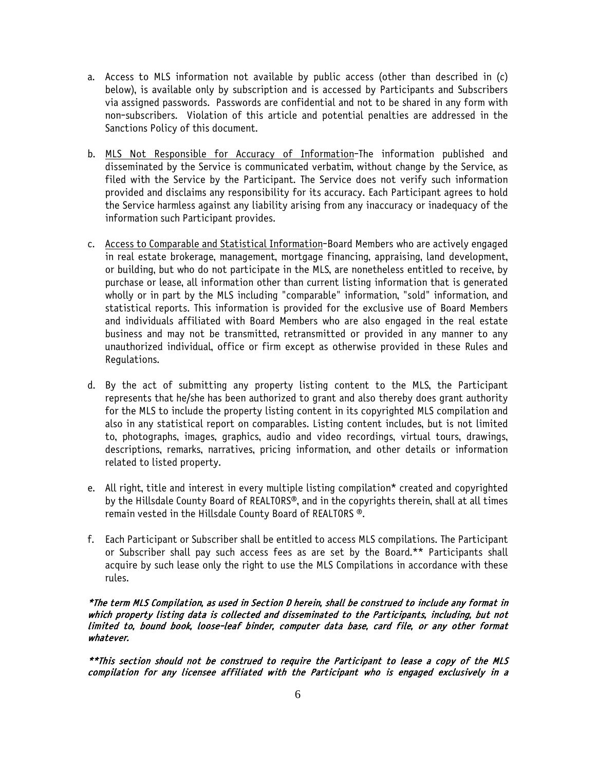a. Access to MLS information not available by public access (other than described in (c) below), is available only by subscription and is accessed by Participants and Subscribers via assigned passwords. Passwords are confidential and not to be shared in any form with non-subscribers. Violation of this article and potential penalties are addressed in the Sanctions Policy of this document.

b. <u>MLS Not Responsible for Accuracy of Information</u>–The information published and disseminated by the Service is communicated verbatim, without change by the Service, as filed with the Service by the Participant. The Service does not verify such information provided and disclaims any responsibility for its accuracy. Each Participant agrees to hold the Service harmless against any liability arising from any inaccuracy or inadequacy of the information such Participant provides.

c. <u>Access to Comparable and Statistical Information</u>–Board Members who are actively engaged in real estate brokerage, management, mortgage financing, appraising, land development, or building, but who do not participate in the MLS, are nonetheless entitled to receive, by purchase or lease, all information other than current listing information that is generated wholly or in part by the MLS including "comparable" information, "sold" information, and statistical reports. This information is provided for the exclusive use of Board Members and individuals affiliated with Board Members who are also engaged in the real estate business and may not be transmitted, retransmitted or provided in any manner to any unauthorized individual, office or firm except as otherwise provided in these Rules and Regulations.

d. By the act of submitting any property listing content to the MLS, the Participant represents that he/she has been authorized to grant and also thereby does grant authority for the MLS to include the property listing content in its copyrighted MLS compilation and also in any statistical report on comparables. Listing content includes, but is not limited to, photographs, images, graphics, audio and video recordings, virtual tours, drawings, descriptions, remarks, narratives, pricing information, and other details or information related to listed property.

e. All right, title and interest in every multiple listing compilation* created and copyrighted by the Hillsdale County Board of REALTORS®, and in the copyrights therein, shall at all times remain vested in the Hillsdale County Board of REALTORS ®.

f. Each Participant or Subscriber shall be entitled to access MLS compilations. The Participant or Subscriber shall pay such access fees as are set by the Board.** Participants shall acquire by such lease only the right to use the MLS Compilations in accordance with these rules.

***The term MLS Compilation, as used in Section D herein, shall be construed to include any format in which property listing data is collected and disseminated to the Participants, including, but not limited to, bound book, loose-leaf binder, computer data base, card file, or any other format whatever.***

***\*\*This section should not be construed to require the Participant to lease a copy of the MLS compilation for any licensee affiliated with the Participant who is engaged exclusively in a***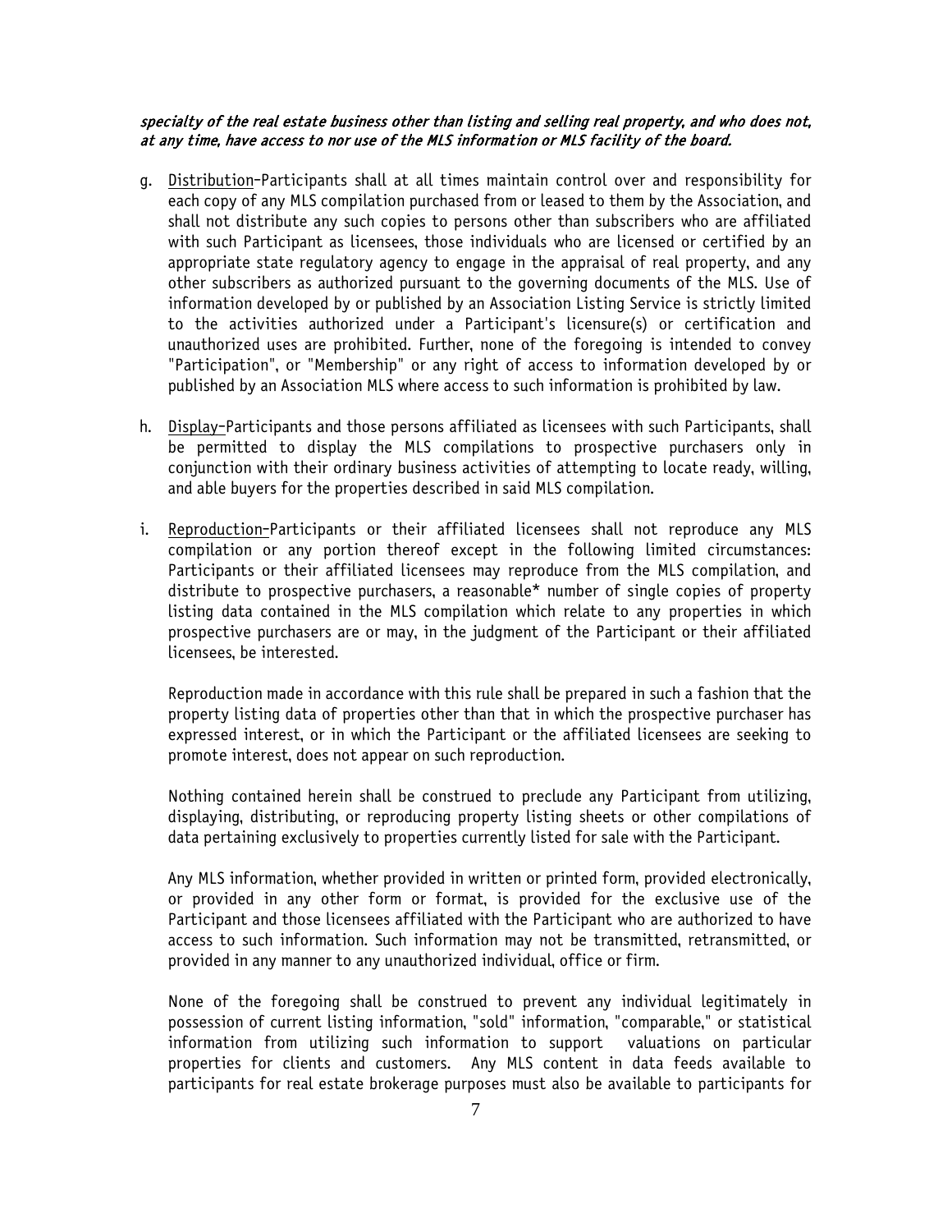***specialty of the real estate business other than listing and selling real property, and who does not, at any time, have access to nor use of the MLS information or MLS facility of the board.***

g. Distribution-Participants shall at all times maintain control over and responsibility for each copy of any MLS compilation purchased from or leased to them by the Association, and shall not distribute any such copies to persons other than subscribers who are affiliated with such Participant as licensees, those individuals who are licensed or certified by an appropriate state regulatory agency to engage in the appraisal of real property, and any other subscribers as authorized pursuant to the governing documents of the MLS. Use of information developed by or published by an Association Listing Service is strictly limited to the activities authorized under a Participant's licensure(s) or certification and unauthorized uses are prohibited. Further, none of the foregoing is intended to convey "Participation", or "Membership" or any right of access to information developed by or published by an Association MLS where access to such information is prohibited by law.

h. Display-Participants and those persons affiliated as licensees with such Participants, shall be permitted to display the MLS compilations to prospective purchasers only in conjunction with their ordinary business activities of attempting to locate ready, willing, and able buyers for the properties described in said MLS compilation.

i. Reproduction-Participants or their affiliated licensees shall not reproduce any MLS compilation or any portion thereof except in the following limited circumstances: Participants or their affiliated licensees may reproduce from the MLS compilation, and distribute to prospective purchasers, a reasonable* number of single copies of property listing data contained in the MLS compilation which relate to any properties in which prospective purchasers are or may, in the judgment of the Participant or their affiliated licensees, be interested.

   Reproduction made in accordance with this rule shall be prepared in such a fashion that the property listing data of properties other than that in which the prospective purchaser has expressed interest, or in which the Participant or the affiliated licensees are seeking to promote interest, does not appear on such reproduction.

   Nothing contained herein shall be construed to preclude any Participant from utilizing, displaying, distributing, or reproducing property listing sheets or other compilations of data pertaining exclusively to properties currently listed for sale with the Participant.

   Any MLS information, whether provided in written or printed form, provided electronically, or provided in any other form or format, is provided for the exclusive use of the Participant and those licensees affiliated with the Participant who are authorized to have access to such information. Such information may not be transmitted, retransmitted, or provided in any manner to any unauthorized individual, office or firm.

   None of the foregoing shall be construed to prevent any individual legitimately in possession of current listing information, "sold" information, "comparable," or statistical information from utilizing such information to support valuations on particular properties for clients and customers. Any MLS content in data feeds available to participants for real estate brokerage purposes must also be available to participants for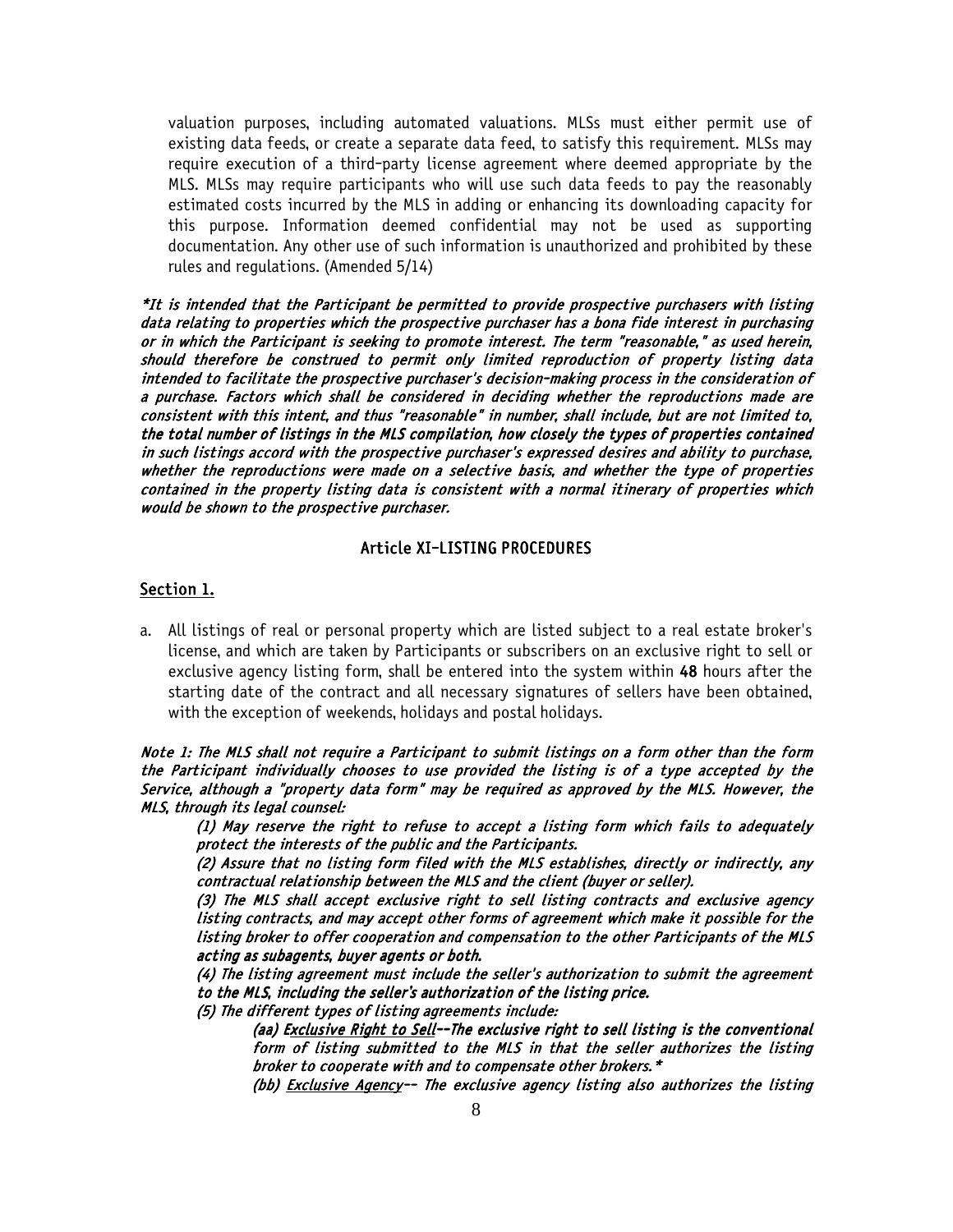valuation purposes, including automated valuations. MLSs must either permit use of existing data feeds, or create a separate data feed, to satisfy this requirement. MLSs may require execution of a third-party license agreement where deemed appropriate by the MLS. MLSs may require participants who will use such data feeds to pay the reasonably estimated costs incurred by the MLS in adding or enhancing its downloading capacity for this purpose. Information deemed confidential may not be used as supporting documentation. Any other use of such information is unauthorized and prohibited by these rules and regulations. (Amended 5/14)

*\*It is intended that the Participant be permitted to provide prospective purchasers with listing data relating to properties which the prospective purchaser has a bona fide interest in purchasing or in which the Participant is seeking to promote interest. The term "reasonable," as used herein, should therefore be construed to permit only limited reproduction of property listing data intended to facilitate the prospective purchaser's decision-making process in the consideration of a purchase. Factors which shall be considered in deciding whether the reproductions made are consistent with this intent, and thus "reasonable" in number, shall include, but are not limited to, the total number of listings in the MLS compilation, how closely the types of properties contained in such listings accord with the prospective purchaser's expressed desires and ability to purchase, whether the reproductions were made on a selective basis, and whether the type of properties contained in the property listing data is consistent with a normal itinerary of properties which would be shown to the prospective purchaser.*

## Article XI-LISTING PROCEDURES

### Section 1.

a. All listings of real or personal property which are listed subject to a real estate broker's license, and which are taken by Participants or subscribers on an exclusive right to sell or exclusive agency listing form, shall be entered into the system within **48** hours after the starting date of the contract and all necessary signatures of sellers have been obtained, with the exception of weekends, holidays and postal holidays.

*Note 1: The MLS shall not require a Participant to submit listings on a form other than the form the Participant individually chooses to use provided the listing is of a type accepted by the Service, although a "property data form" may be required as approved by the MLS. However, the MLS, through its legal counsel:*

*(1) May reserve the right to refuse to accept a listing form which fails to adequately protect the interests of the public and the Participants.*

*(2) Assure that no listing form filed with the MLS establishes, directly or indirectly, any contractual relationship between the MLS and the client (buyer or seller).*

*(3) The MLS shall accept exclusive right to sell listing contracts and exclusive agency listing contracts, and may accept other forms of agreement which make it possible for the listing broker to offer cooperation and compensation to the other Participants of the MLS acting as subagents, buyer agents or both.*

*(4) The listing agreement must include the seller's authorization to submit the agreement to the MLS, including the seller's authorization of the listing price.*

*(5) The different types of listing agreements include:*

*(aa) Exclusive Right to Sell--The exclusive right to sell listing is the conventional form of listing submitted to the MLS in that the seller authorizes the listing broker to cooperate with and to compensate other brokers.\**

*(bb) Exclusive Agency-- The exclusive agency listing also authorizes the listing*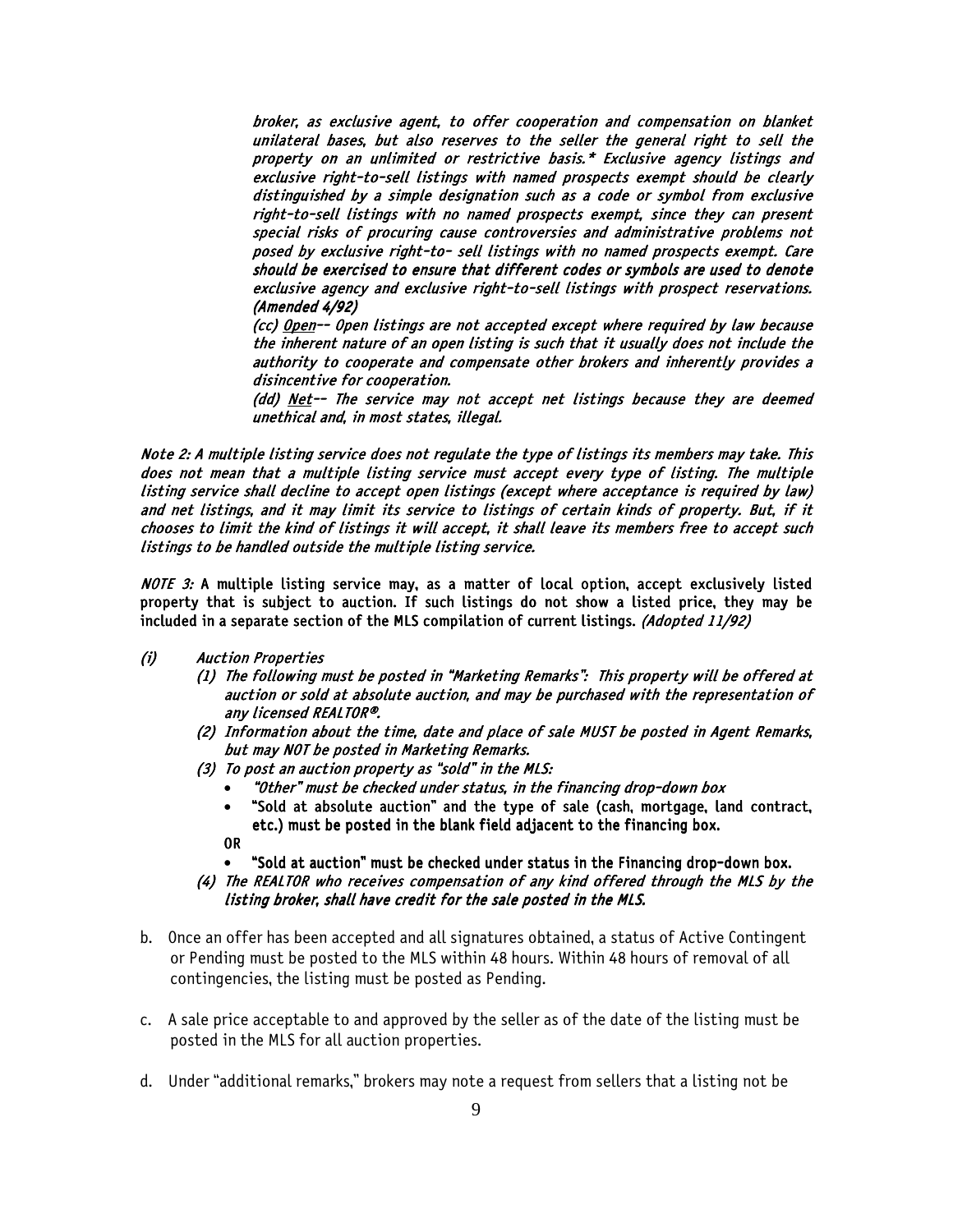*broker, as exclusive agent, to offer cooperation and compensation on blanket unilateral bases, but also reserves to the seller the general right to sell the property on an unlimited or restrictive basis.\* Exclusive agency listings and exclusive right-to-sell listings with named prospects exempt should be clearly distinguished by a simple designation such as a code or symbol from exclusive right-to-sell listings with no named prospects exempt, since they can present special risks of procuring cause controversies and administrative problems not posed by exclusive right-to- sell listings with no named prospects exempt. Care should be exercised to ensure that different codes or symbols are used to denote exclusive agency and exclusive right-to-sell listings with prospect reservations. (Amended 4/92)*

*(cc) <u>Open</u>-- Open listings are not accepted except where required by law because the inherent nature of an open listing is such that it usually does not include the authority to cooperate and compensate other brokers and inherently provides a disincentive for cooperation.*

*(dd) <u>Net</u>-- The service may not accept net listings because they are deemed unethical and, in most states, illegal.*

*Note 2: A multiple listing service does not regulate the type of listings its members may take. This does not mean that a multiple listing service must accept every type of listing. The multiple listing service shall decline to accept open listings (except where acceptance is required by law) and net listings, and it may limit its service to listings of certain kinds of property. But, if it chooses to limit the kind of listings it will accept, it shall leave its members free to accept such listings to be handled outside the multiple listing service.*

*NOTE 3:* **A multiple listing service may, as a matter of local option, accept exclusively listed property that is subject to auction. If such listings do not show a listed price, they may be included in a separate section of the MLS compilation of current listings.** *(Adopted 11/92)*

*(i) Auction Properties*

*(1) The following must be posted in "Marketing Remarks": This property will be offered at auction or sold at absolute auction, and may be purchased with the representation of any licensed REALTOR®.*

*(2) Information about the time, date and place of sale MUST be posted in Agent Remarks, but may NOT be posted in Marketing Remarks.*

*(3) To post an auction property as "sold" in the MLS:*

- *"Other" must be checked under status, in the financing drop-down box*
- **"Sold at absolute auction" and the type of sale (cash, mortgage, land contract, etc.) must be posted in the blank field adjacent to the financing box.**

**OR**

- **"Sold at auction" must be checked under status in the Financing drop-down box.**

*(4) The REALTOR who receives compensation of any kind offered through the MLS by the listing broker, shall have credit for the sale posted in the MLS.*

b. Once an offer has been accepted and all signatures obtained, a status of Active Contingent or Pending must be posted to the MLS within 48 hours. Within 48 hours of removal of all contingencies, the listing must be posted as Pending.

c. A sale price acceptable to and approved by the seller as of the date of the listing must be posted in the MLS for all auction properties.

d. Under "additional remarks," brokers may note a request from sellers that a listing not be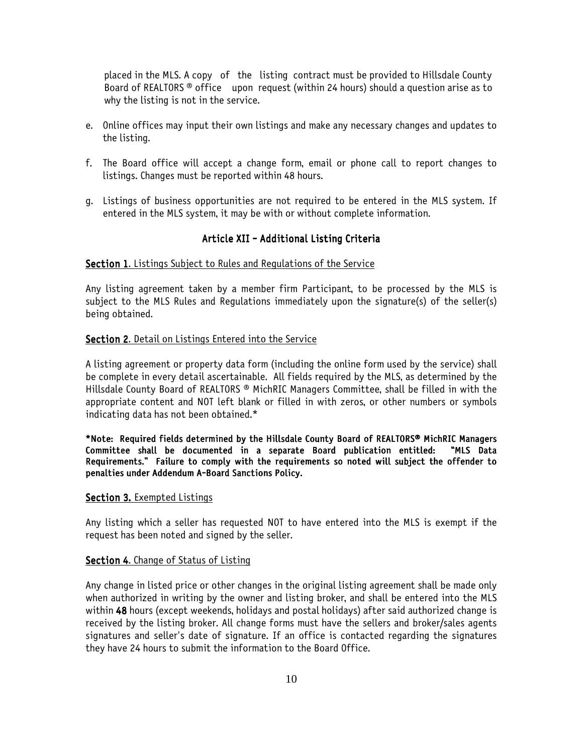placed in the MLS. A copy of the listing contract must be provided to Hillsdale County Board of REALTORS ® office upon request (within 24 hours) should a question arise as to why the listing is not in the service.

e. Online offices may input their own listings and make any necessary changes and updates to the listing.

f. The Board office will accept a change form, email or phone call to report changes to listings. Changes must be reported within 48 hours.

g. Listings of business opportunities are not required to be entered in the MLS system. If entered in the MLS system, it may be with or without complete information.

## Article XII – Additional Listing Criteria

**Section 1**. Listings Subject to Rules and Regulations of the Service

Any listing agreement taken by a member firm Participant, to be processed by the MLS is subject to the MLS Rules and Regulations immediately upon the signature(s) of the seller(s) being obtained.

**Section 2**. Detail on Listings Entered into the Service

A listing agreement or property data form (including the online form used by the service) shall be complete in every detail ascertainable. All fields required by the MLS, as determined by the Hillsdale County Board of REALTORS ® MichRIC Managers Committee, shall be filled in with the appropriate content and NOT left blank or filled in with zeros, or other numbers or symbols indicating data has not been obtained.*

**\*Note: Required fields determined by the Hillsdale County Board of REALTORS® MichRIC Managers Committee shall be documented in a separate Board publication entitled: "MLS Data Requirements." Failure to comply with the requirements so noted will subject the offender to penalties under Addendum A-Board Sanctions Policy.**

**Section 3.** Exempted Listings

Any listing which a seller has requested NOT to have entered into the MLS is exempt if the request has been noted and signed by the seller.

**Section 4**. Change of Status of Listing

Any change in listed price or other changes in the original listing agreement shall be made only when authorized in writing by the owner and listing broker, and shall be entered into the MLS within **48** hours (except weekends, holidays and postal holidays) after said authorized change is received by the listing broker. All change forms must have the sellers and broker/sales agents signatures and seller's date of signature. If an office is contacted regarding the signatures they have 24 hours to submit the information to the Board Office.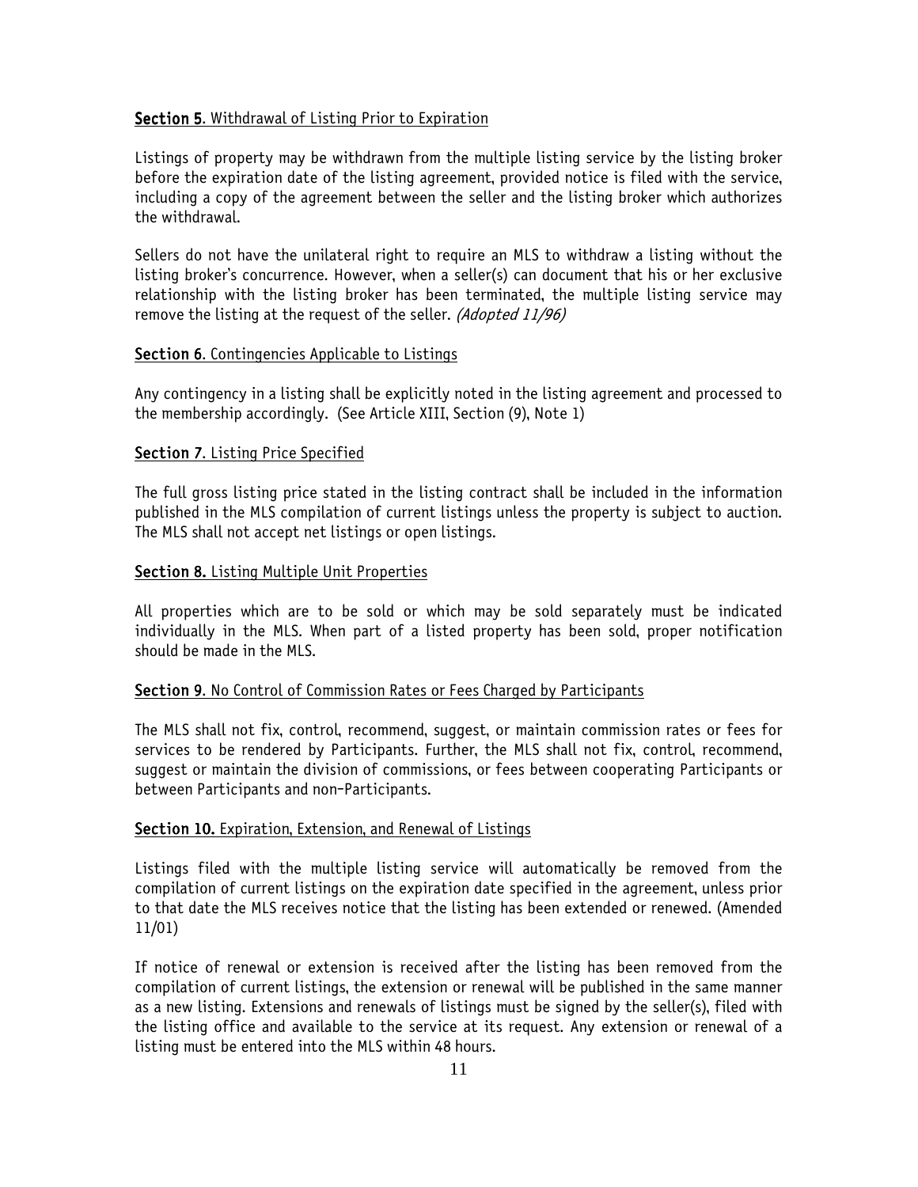**Section 5**. Withdrawal of Listing Prior to Expiration

Listings of property may be withdrawn from the multiple listing service by the listing broker before the expiration date of the listing agreement, provided notice is filed with the service, including a copy of the agreement between the seller and the listing broker which authorizes the withdrawal.

Sellers do not have the unilateral right to require an MLS to withdraw a listing without the listing broker's concurrence. However, when a seller(s) can document that his or her exclusive relationship with the listing broker has been terminated, the multiple listing service may remove the listing at the request of the seller. *(Adopted 11/96)*

**Section 6**. Contingencies Applicable to Listings

Any contingency in a listing shall be explicitly noted in the listing agreement and processed to the membership accordingly. (See Article XIII, Section (9), Note 1)

**Section 7**. Listing Price Specified

The full gross listing price stated in the listing contract shall be included in the information published in the MLS compilation of current listings unless the property is subject to auction. The MLS shall not accept net listings or open listings.

**Section 8.** Listing Multiple Unit Properties

All properties which are to be sold or which may be sold separately must be indicated individually in the MLS. When part of a listed property has been sold, proper notification should be made in the MLS.

**Section 9**. No Control of Commission Rates or Fees Charged by Participants

The MLS shall not fix, control, recommend, suggest, or maintain commission rates or fees for services to be rendered by Participants. Further, the MLS shall not fix, control, recommend, suggest or maintain the division of commissions, or fees between cooperating Participants or between Participants and non-Participants.

**Section 10.** Expiration, Extension, and Renewal of Listings

Listings filed with the multiple listing service will automatically be removed from the compilation of current listings on the expiration date specified in the agreement, unless prior to that date the MLS receives notice that the listing has been extended or renewed. (Amended 11/01)

If notice of renewal or extension is received after the listing has been removed from the compilation of current listings, the extension or renewal will be published in the same manner as a new listing. Extensions and renewals of listings must be signed by the seller(s), filed with the listing office and available to the service at its request. Any extension or renewal of a listing must be entered into the MLS within 48 hours.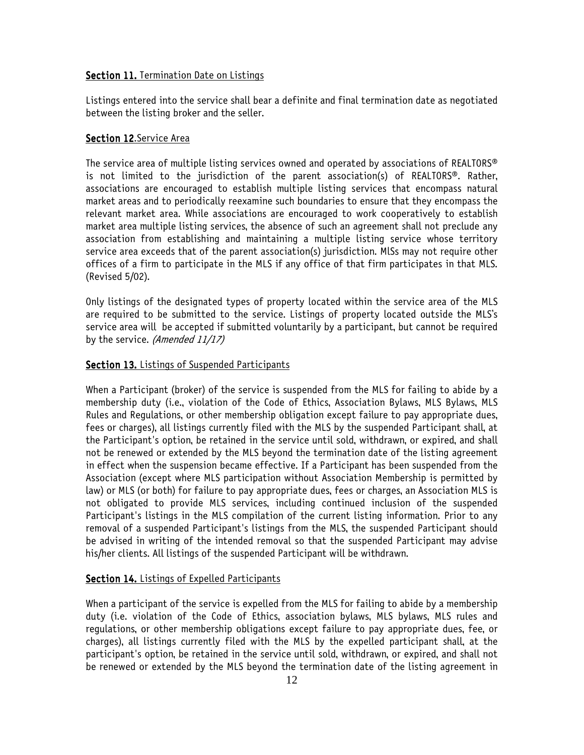## **Section 11.** Termination Date on Listings

Listings entered into the service shall bear a definite and final termination date as negotiated between the listing broker and the seller.

## **Section 12**.Service Area

The service area of multiple listing services owned and operated by associations of REALTORS® is not limited to the jurisdiction of the parent association(s) of REALTORS®. Rather, associations are encouraged to establish multiple listing services that encompass natural market areas and to periodically reexamine such boundaries to ensure that they encompass the relevant market area. While associations are encouraged to work cooperatively to establish market area multiple listing services, the absence of such an agreement shall not preclude any association from establishing and maintaining a multiple listing service whose territory service area exceeds that of the parent association(s) jurisdiction. MlSs may not require other offices of a firm to participate in the MLS if any office of that firm participates in that MLS. (Revised 5/02).

Only listings of the designated types of property located within the service area of the MLS are required to be submitted to the service. Listings of property located outside the MLS's service area will be accepted if submitted voluntarily by a participant, but cannot be required by the service. *(Amended 11/17)*

## **Section 13.** Listings of Suspended Participants

When a Participant (broker) of the service is suspended from the MLS for failing to abide by a membership duty (i.e., violation of the Code of Ethics, Association Bylaws, MLS Bylaws, MLS Rules and Regulations, or other membership obligation except failure to pay appropriate dues, fees or charges), all listings currently filed with the MLS by the suspended Participant shall, at the Participant's option, be retained in the service until sold, withdrawn, or expired, and shall not be renewed or extended by the MLS beyond the termination date of the listing agreement in effect when the suspension became effective. If a Participant has been suspended from the Association (except where MLS participation without Association Membership is permitted by law) or MLS (or both) for failure to pay appropriate dues, fees or charges, an Association MLS is not obligated to provide MLS services, including continued inclusion of the suspended Participant's listings in the MLS compilation of the current listing information. Prior to any removal of a suspended Participant's listings from the MLS, the suspended Participant should be advised in writing of the intended removal so that the suspended Participant may advise his/her clients. All listings of the suspended Participant will be withdrawn.

## **Section 14.** Listings of Expelled Participants

When a participant of the service is expelled from the MLS for failing to abide by a membership duty (i.e. violation of the Code of Ethics, association bylaws, MLS bylaws, MLS rules and regulations, or other membership obligations except failure to pay appropriate dues, fee, or charges), all listings currently filed with the MLS by the expelled participant shall, at the participant's option, be retained in the service until sold, withdrawn, or expired, and shall not be renewed or extended by the MLS beyond the termination date of the listing agreement in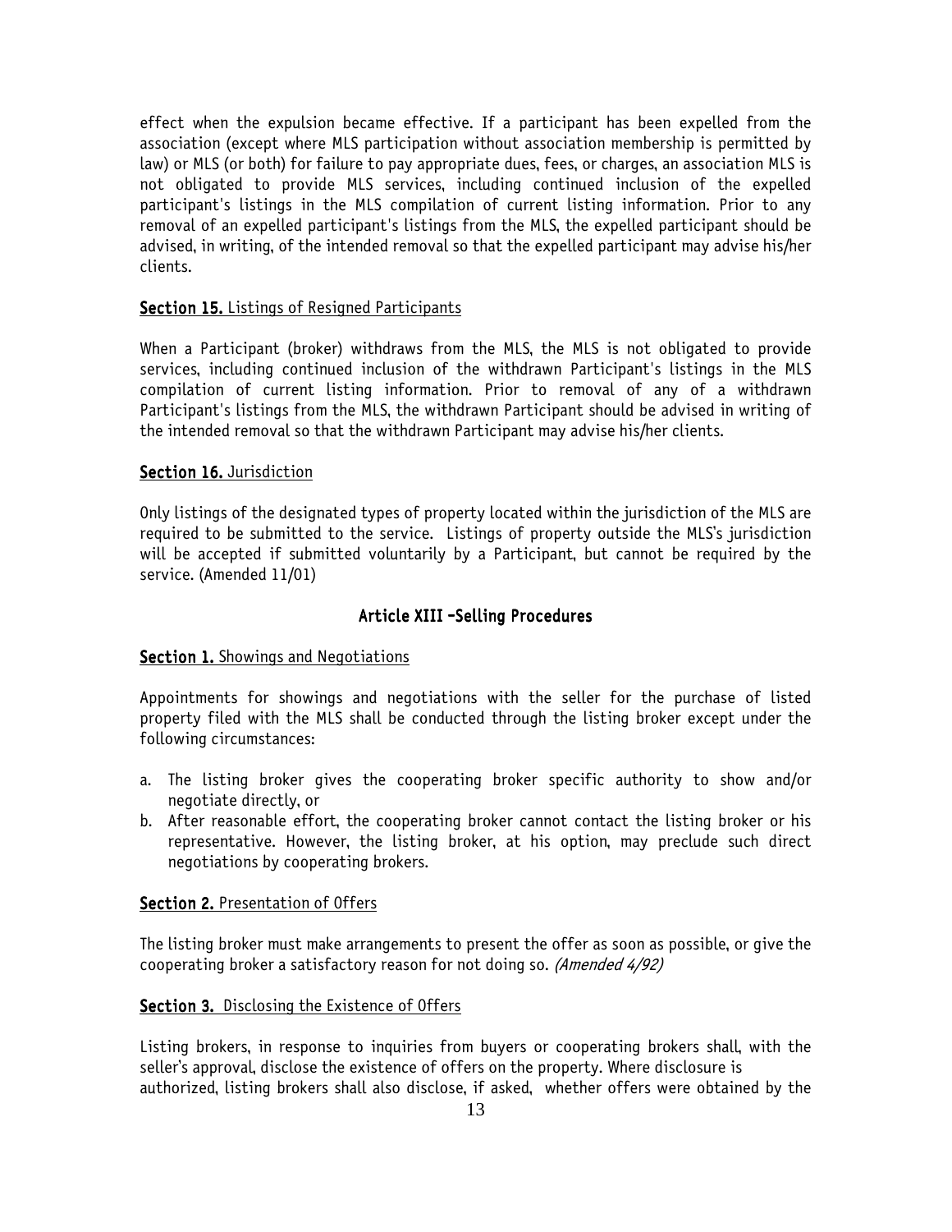effect when the expulsion became effective. If a participant has been expelled from the association (except where MLS participation without association membership is permitted by law) or MLS (or both) for failure to pay appropriate dues, fees, or charges, an association MLS is not obligated to provide MLS services, including continued inclusion of the expelled participant's listings in the MLS compilation of current listing information. Prior to any removal of an expelled participant's listings from the MLS, the expelled participant should be advised, in writing, of the intended removal so that the expelled participant may advise his/her clients.

**Section 15.** Listings of Resigned Participants

When a Participant (broker) withdraws from the MLS, the MLS is not obligated to provide services, including continued inclusion of the withdrawn Participant's listings in the MLS compilation of current listing information. Prior to removal of any of a withdrawn Participant's listings from the MLS, the withdrawn Participant should be advised in writing of the intended removal so that the withdrawn Participant may advise his/her clients.

**Section 16.** Jurisdiction

Only listings of the designated types of property located within the jurisdiction of the MLS are required to be submitted to the service. Listings of property outside the MLS's jurisdiction will be accepted if submitted voluntarily by a Participant, but cannot be required by the service. (Amended 11/01)

## Article XIII –Selling Procedures

**Section 1.** Showings and Negotiations

Appointments for showings and negotiations with the seller for the purchase of listed property filed with the MLS shall be conducted through the listing broker except under the following circumstances:

a. The listing broker gives the cooperating broker specific authority to show and/or negotiate directly, or
b. After reasonable effort, the cooperating broker cannot contact the listing broker or his representative. However, the listing broker, at his option, may preclude such direct negotiations by cooperating brokers.

**Section 2.** Presentation of Offers

The listing broker must make arrangements to present the offer as soon as possible, or give the cooperating broker a satisfactory reason for not doing so. *(Amended 4/92)*

**Section 3.** Disclosing the Existence of Offers

Listing brokers, in response to inquiries from buyers or cooperating brokers shall, with the seller's approval, disclose the existence of offers on the property. Where disclosure is authorized, listing brokers shall also disclose, if asked, whether offers were obtained by the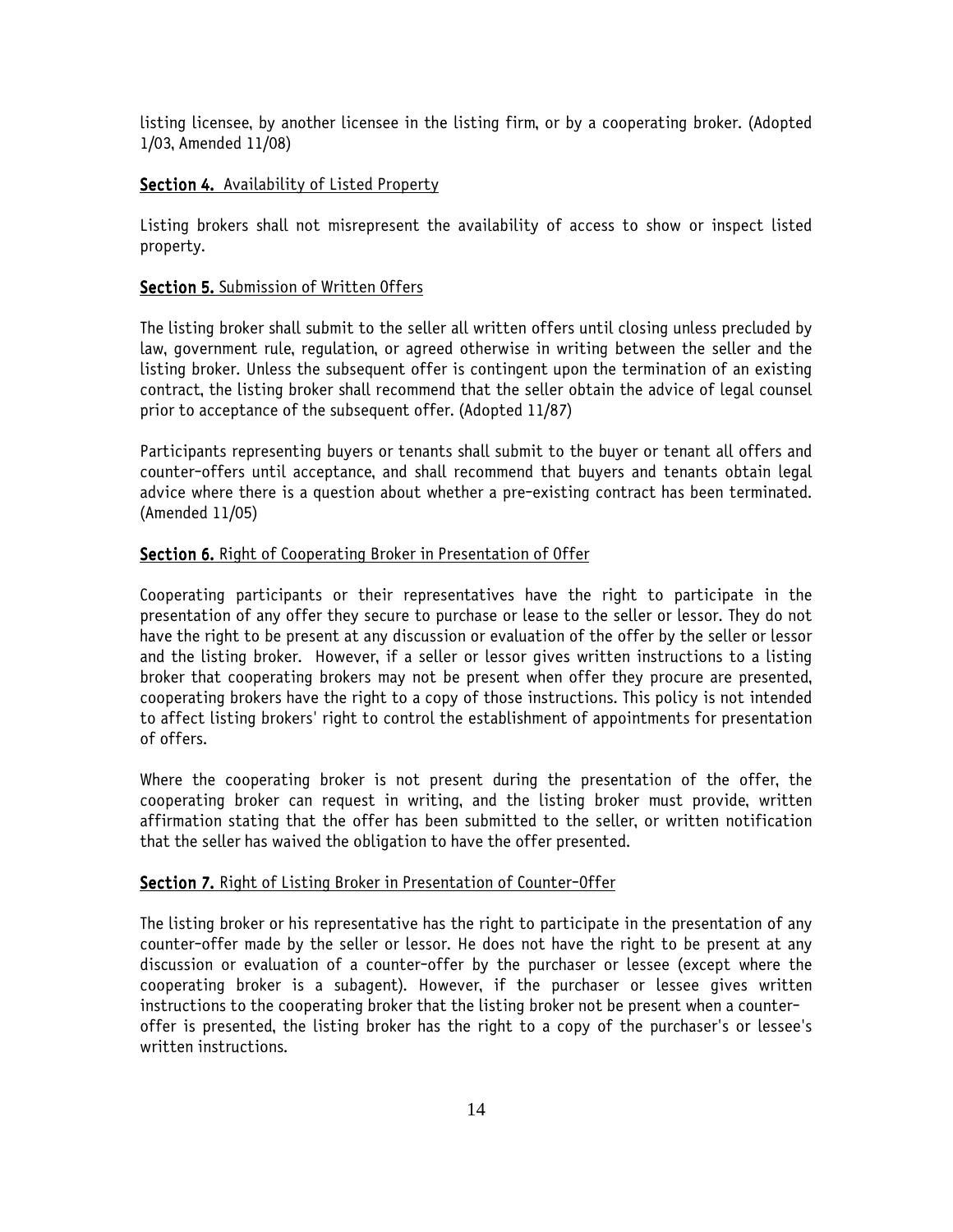listing licensee, by another licensee in the listing firm, or by a cooperating broker. (Adopted 1/03, Amended 11/08)

**Section 4.** Availability of Listed Property

Listing brokers shall not misrepresent the availability of access to show or inspect listed property.

**Section 5.** Submission of Written Offers

The listing broker shall submit to the seller all written offers until closing unless precluded by law, government rule, regulation, or agreed otherwise in writing between the seller and the listing broker. Unless the subsequent offer is contingent upon the termination of an existing contract, the listing broker shall recommend that the seller obtain the advice of legal counsel prior to acceptance of the subsequent offer. (Adopted 11/87)

Participants representing buyers or tenants shall submit to the buyer or tenant all offers and counter-offers until acceptance, and shall recommend that buyers and tenants obtain legal advice where there is a question about whether a pre-existing contract has been terminated. (Amended 11/05)

**Section 6.** Right of Cooperating Broker in Presentation of Offer

Cooperating participants or their representatives have the right to participate in the presentation of any offer they secure to purchase or lease to the seller or lessor. They do not have the right to be present at any discussion or evaluation of the offer by the seller or lessor and the listing broker. However, if a seller or lessor gives written instructions to a listing broker that cooperating brokers may not be present when offer they procure are presented, cooperating brokers have the right to a copy of those instructions. This policy is not intended to affect listing brokers' right to control the establishment of appointments for presentation of offers.

Where the cooperating broker is not present during the presentation of the offer, the cooperating broker can request in writing, and the listing broker must provide, written affirmation stating that the offer has been submitted to the seller, or written notification that the seller has waived the obligation to have the offer presented.

**Section 7.** Right of Listing Broker in Presentation of Counter-Offer

The listing broker or his representative has the right to participate in the presentation of any counter-offer made by the seller or lessor. He does not have the right to be present at any discussion or evaluation of a counter-offer by the purchaser or lessee (except where the cooperating broker is a subagent). However, if the purchaser or lessee gives written instructions to the cooperating broker that the listing broker not be present when a counter-offer is presented, the listing broker has the right to a copy of the purchaser's or lessee's written instructions.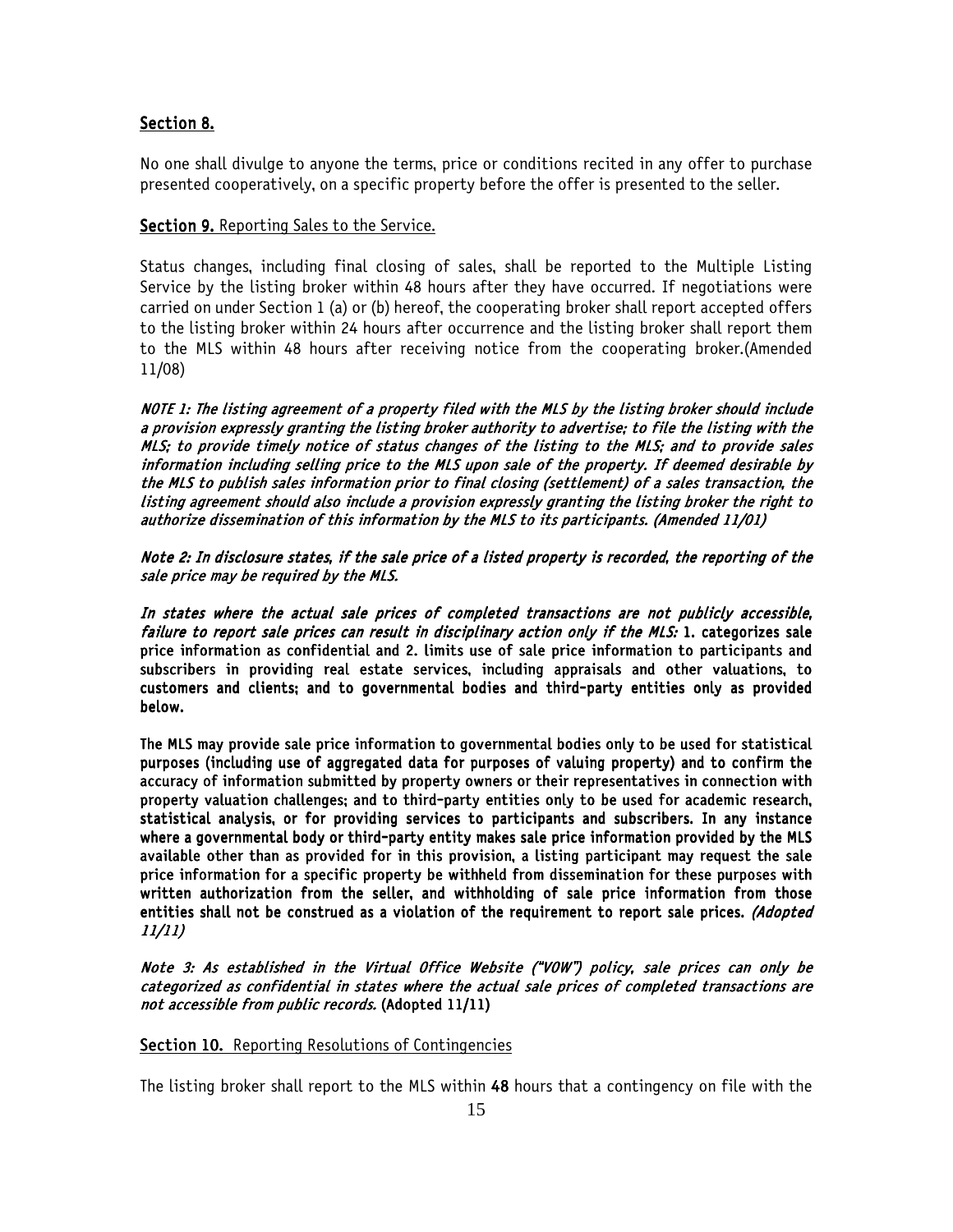## Section 8.

No one shall divulge to anyone the terms, price or conditions recited in any offer to purchase presented cooperatively, on a specific property before the offer is presented to the seller.

## Section 9. Reporting Sales to the Service.

Status changes, including final closing of sales, shall be reported to the Multiple Listing Service by the listing broker within 48 hours after they have occurred. If negotiations were carried on under Section 1 (a) or (b) hereof, the cooperating broker shall report accepted offers to the listing broker within 24 hours after occurrence and the listing broker shall report them to the MLS within 48 hours after receiving notice from the cooperating broker.(Amended 11/08)

*NOTE 1: The listing agreement of a property filed with the MLS by the listing broker should include a provision expressly granting the listing broker authority to advertise; to file the listing with the MLS; to provide timely notice of status changes of the listing to the MLS; and to provide sales information including selling price to the MLS upon sale of the property. If deemed desirable by the MLS to publish sales information prior to final closing (settlement) of a sales transaction, the listing agreement should also include a provision expressly granting the listing broker the right to authorize dissemination of this information by the MLS to its participants. (Amended 11/01)*

*Note 2: In disclosure states, if the sale price of a listed property is recorded, the reporting of the sale price may be required by the MLS.*

*In states where the actual sale prices of completed transactions are not publicly accessible, failure to report sale prices can result in disciplinary action only if the MLS:* **1. categorizes sale price information as confidential and 2. limits use of sale price information to participants and subscribers in providing real estate services, including appraisals and other valuations, to customers and clients; and to governmental bodies and third-party entities only as provided below.**

**The MLS may provide sale price information to governmental bodies only to be used for statistical purposes (including use of aggregated data for purposes of valuing property) and to confirm the accuracy of information submitted by property owners or their representatives in connection with property valuation challenges; and to third-party entities only to be used for academic research, statistical analysis, or for providing services to participants and subscribers. In any instance where a governmental body or third-party entity makes sale price information provided by the MLS available other than as provided for in this provision, a listing participant may request the sale price information for a specific property be withheld from dissemination for these purposes with written authorization from the seller, and withholding of sale price information from those entities shall not be construed as a violation of the requirement to report sale prices.** *(Adopted 11/11)*

*Note 3: As established in the Virtual Office Website ("VOW") policy, sale prices can only be categorized as confidential in states where the actual sale prices of completed transactions are not accessible from public records.* **(Adopted 11/11)**

## Section 10. Reporting Resolutions of Contingencies

The listing broker shall report to the MLS within **48** hours that a contingency on file with the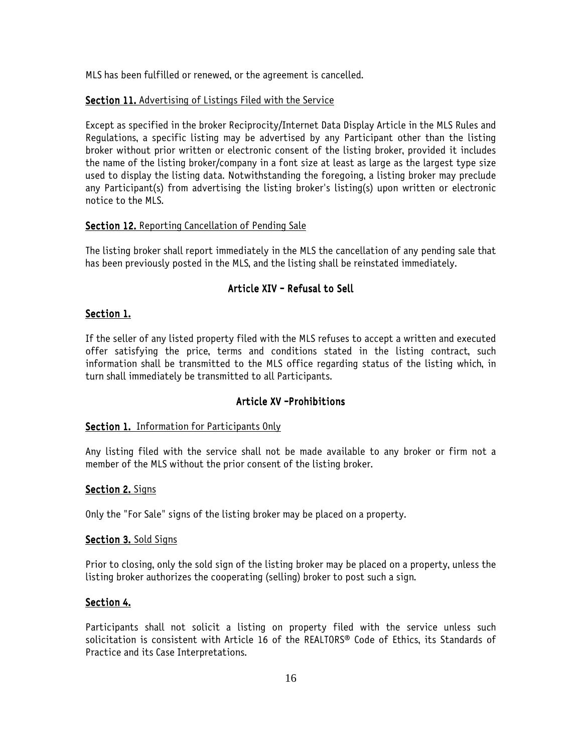MLS has been fulfilled or renewed, or the agreement is cancelled.

**Section 11.** Advertising of Listings Filed with the Service

Except as specified in the broker Reciprocity/Internet Data Display Article in the MLS Rules and Regulations, a specific listing may be advertised by any Participant other than the listing broker without prior written or electronic consent of the listing broker, provided it includes the name of the listing broker/company in a font size at least as large as the largest type size used to display the listing data. Notwithstanding the foregoing, a listing broker may preclude any Participant(s) from advertising the listing broker's listing(s) upon written or electronic notice to the MLS.

**Section 12.** Reporting Cancellation of Pending Sale

The listing broker shall report immediately in the MLS the cancellation of any pending sale that has been previously posted in the MLS, and the listing shall be reinstated immediately.

## Article XIV – Refusal to Sell

**Section 1.**

If the seller of any listed property filed with the MLS refuses to accept a written and executed offer satisfying the price, terms and conditions stated in the listing contract, such information shall be transmitted to the MLS office regarding status of the listing which, in turn shall immediately be transmitted to all Participants.

## Article XV –Prohibitions

**Section 1.** Information for Participants Only

Any listing filed with the service shall not be made available to any broker or firm not a member of the MLS without the prior consent of the listing broker.

**Section 2.** Signs

Only the "For Sale" signs of the listing broker may be placed on a property.

**Section 3.** Sold Signs

Prior to closing, only the sold sign of the listing broker may be placed on a property, unless the listing broker authorizes the cooperating (selling) broker to post such a sign.

**Section 4.**

Participants shall not solicit a listing on property filed with the service unless such solicitation is consistent with Article 16 of the REALTORS® Code of Ethics, its Standards of Practice and its Case Interpretations.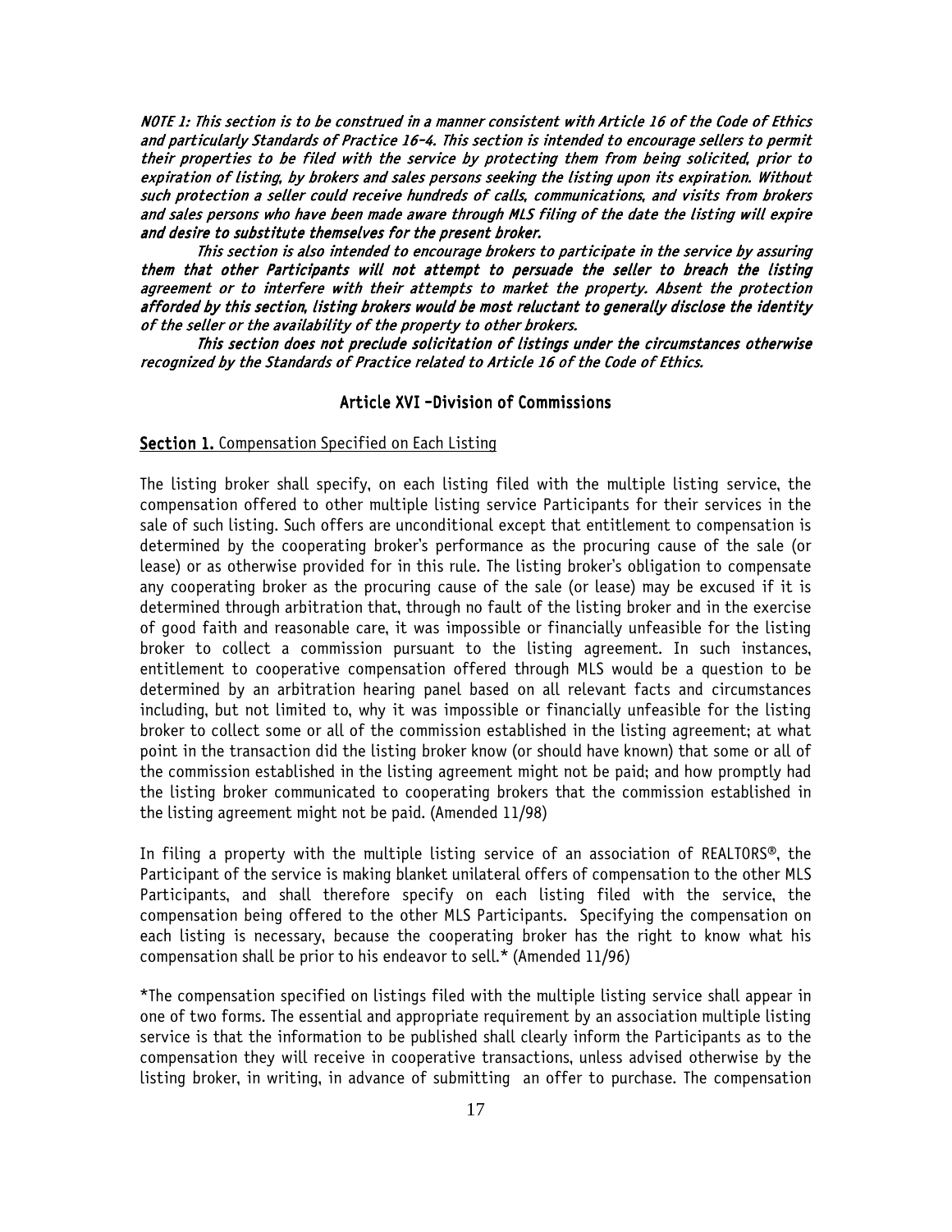*NOTE 1: This section is to be construed in a manner consistent with Article 16 of the Code of Ethics and particularly Standards of Practice 16-4. This section is intended to encourage sellers to permit their properties to be filed with the service by protecting them from being solicited, prior to expiration of listing, by brokers and sales persons seeking the listing upon its expiration. Without such protection a seller could receive hundreds of calls, communications, and visits from brokers and sales persons who have been made aware through MLS filing of the date the listing will expire and desire to substitute themselves for the present broker.*

*This section is also intended to encourage brokers to participate in the service by assuring them that other Participants will not attempt to persuade the seller to breach the listing agreement or to interfere with their attempts to market the property. Absent the protection afforded by this section, listing brokers would be most reluctant to generally disclose the identity of the seller or the availability of the property to other brokers.*

*This section does not preclude solicitation of listings under the circumstances otherwise recognized by the Standards of Practice related to Article 16 of the Code of Ethics.*

## Article XVI –Division of Commissions

**Section 1.** Compensation Specified on Each Listing

The listing broker shall specify, on each listing filed with the multiple listing service, the compensation offered to other multiple listing service Participants for their services in the sale of such listing. Such offers are unconditional except that entitlement to compensation is determined by the cooperating broker's performance as the procuring cause of the sale (or lease) or as otherwise provided for in this rule. The listing broker's obligation to compensate any cooperating broker as the procuring cause of the sale (or lease) may be excused if it is determined through arbitration that, through no fault of the listing broker and in the exercise of good faith and reasonable care, it was impossible or financially unfeasible for the listing broker to collect a commission pursuant to the listing agreement. In such instances, entitlement to cooperative compensation offered through MLS would be a question to be determined by an arbitration hearing panel based on all relevant facts and circumstances including, but not limited to, why it was impossible or financially unfeasible for the listing broker to collect some or all of the commission established in the listing agreement; at what point in the transaction did the listing broker know (or should have known) that some or all of the commission established in the listing agreement might not be paid; and how promptly had the listing broker communicated to cooperating brokers that the commission established in the listing agreement might not be paid. (Amended 11/98)

In filing a property with the multiple listing service of an association of REALTORS®, the Participant of the service is making blanket unilateral offers of compensation to the other MLS Participants, and shall therefore specify on each listing filed with the service, the compensation being offered to the other MLS Participants. Specifying the compensation on each listing is necessary, because the cooperating broker has the right to know what his compensation shall be prior to his endeavor to sell.* (Amended 11/96)

*The compensation specified on listings filed with the multiple listing service shall appear in one of two forms. The essential and appropriate requirement by an association multiple listing service is that the information to be published shall clearly inform the Participants as to the compensation they will receive in cooperative transactions, unless advised otherwise by the listing broker, in writing, in advance of submitting an offer to purchase. The compensation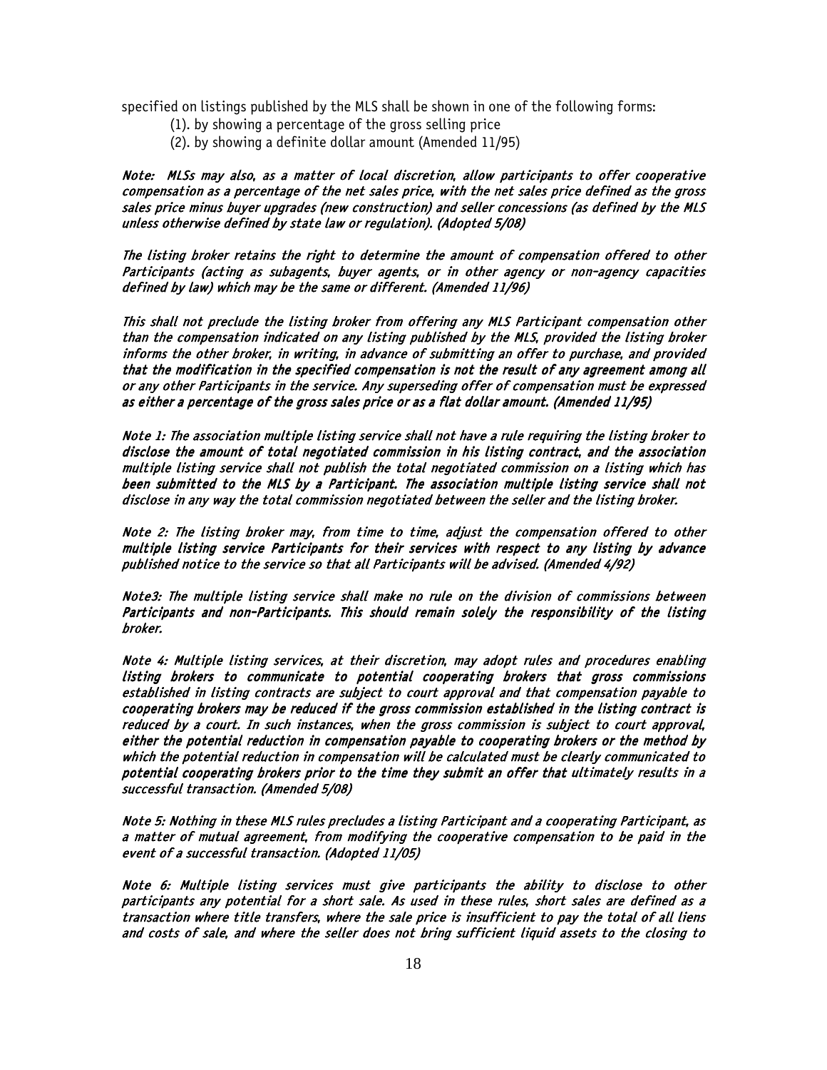specified on listings published by the MLS shall be shown in one of the following forms:

(1). by showing a percentage of the gross selling price

(2). by showing a definite dollar amount (Amended 11/95)

*Note: MLSs may also, as a matter of local discretion, allow participants to offer cooperative compensation as a percentage of the net sales price, with the net sales price defined as the gross sales price minus buyer upgrades (new construction) and seller concessions (as defined by the MLS unless otherwise defined by state law or regulation). (Adopted 5/08)*

*The listing broker retains the right to determine the amount of compensation offered to other Participants (acting as subagents, buyer agents, or in other agency or non-agency capacities defined by law) which may be the same or different. (Amended 11/96)*

*This shall not preclude the listing broker from offering any MLS Participant compensation other than the compensation indicated on any listing published by the MLS, provided the listing broker informs the other broker, in writing, in advance of submitting an offer to purchase, and provided that the modification in the specified compensation is not the result of any agreement among all or any other Participants in the service. Any superseding offer of compensation must be expressed as either a percentage of the gross sales price or as a flat dollar amount. (Amended 11/95)*

*Note 1: The association multiple listing service shall not have a rule requiring the listing broker to disclose the amount of total negotiated commission in his listing contract, and the association multiple listing service shall not publish the total negotiated commission on a listing which has been submitted to the MLS by a Participant. The association multiple listing service shall not disclose in any way the total commission negotiated between the seller and the listing broker.*

*Note 2: The listing broker may, from time to time, adjust the compensation offered to other multiple listing service Participants for their services with respect to any listing by advance published notice to the service so that all Participants will be advised. (Amended 4/92)*

*Note3: The multiple listing service shall make no rule on the division of commissions between Participants and non-Participants. This should remain solely the responsibility of the listing broker.*

*Note 4: Multiple listing services, at their discretion, may adopt rules and procedures enabling listing brokers to communicate to potential cooperating brokers that gross commissions established in listing contracts are subject to court approval and that compensation payable to cooperating brokers may be reduced if the gross commission established in the listing contract is reduced by a court. In such instances, when the gross commission is subject to court approval, either the potential reduction in compensation payable to cooperating brokers or the method by which the potential reduction in compensation will be calculated must be clearly communicated to potential cooperating brokers prior to the time they submit an offer that ultimately results in a successful transaction. (Amended 5/08)*

*Note 5: Nothing in these MLS rules precludes a listing Participant and a cooperating Participant, as a matter of mutual agreement, from modifying the cooperative compensation to be paid in the event of a successful transaction. (Adopted 11/05)*

*Note 6: Multiple listing services must give participants the ability to disclose to other participants any potential for a short sale. As used in these rules, short sales are defined as a transaction where title transfers, where the sale price is insufficient to pay the total of all liens and costs of sale, and where the seller does not bring sufficient liquid assets to the closing to*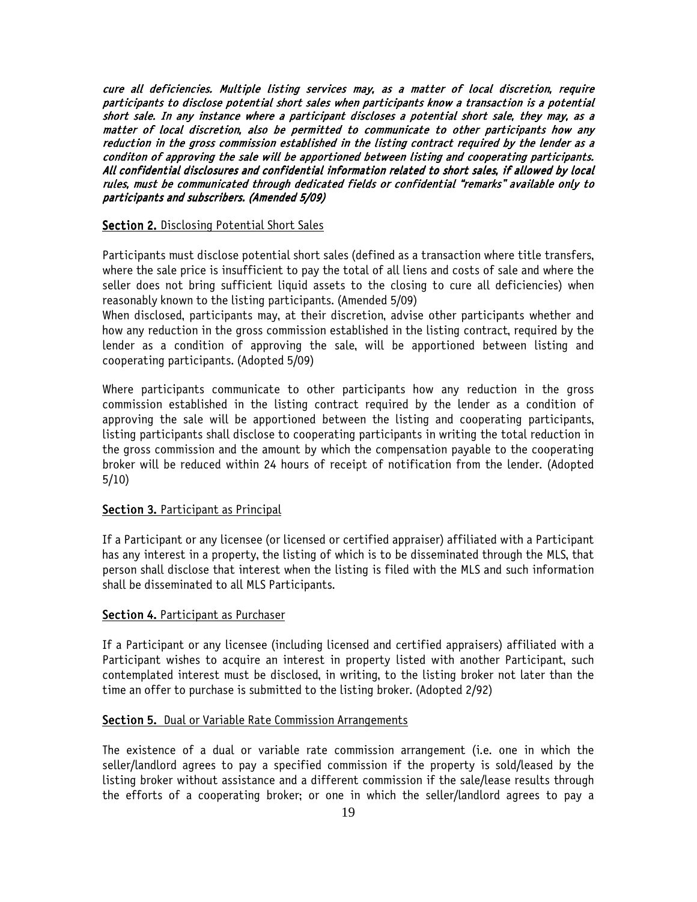*cure all deficiencies. Multiple listing services may, as a matter of local discretion, require participants to disclose potential short sales when participants know a transaction is a potential short sale. In any instance where a participant discloses a potential short sale, they may, as a matter of local discretion, also be permitted to communicate to other participants how any reduction in the gross commission established in the listing contract required by the lender as a conditon of approving the sale will be apportioned between listing and cooperating participants. All confidential disclosures and confidential information related to short sales, if allowed by local rules, must be communicated through dedicated fields or confidential "remarks" available only to participants and subscribers. (Amended 5/09)*

**Section 2.** Disclosing Potential Short Sales

Participants must disclose potential short sales (defined as a transaction where title transfers, where the sale price is insufficient to pay the total of all liens and costs of sale and where the seller does not bring sufficient liquid assets to the closing to cure all deficiencies) when reasonably known to the listing participants. (Amended 5/09)
When disclosed, participants may, at their discretion, advise other participants whether and how any reduction in the gross commission established in the listing contract, required by the lender as a condition of approving the sale, will be apportioned between listing and cooperating participants. (Adopted 5/09)

Where participants communicate to other participants how any reduction in the gross commission established in the listing contract required by the lender as a condition of approving the sale will be apportioned between the listing and cooperating participants, listing participants shall disclose to cooperating participants in writing the total reduction in the gross commission and the amount by which the compensation payable to the cooperating broker will be reduced within 24 hours of receipt of notification from the lender. (Adopted 5/10)

**Section 3.** Participant as Principal

If a Participant or any licensee (or licensed or certified appraiser) affiliated with a Participant has any interest in a property, the listing of which is to be disseminated through the MLS, that person shall disclose that interest when the listing is filed with the MLS and such information shall be disseminated to all MLS Participants.

**Section 4.** Participant as Purchaser

If a Participant or any licensee (including licensed and certified appraisers) affiliated with a Participant wishes to acquire an interest in property listed with another Participant, such contemplated interest must be disclosed, in writing, to the listing broker not later than the time an offer to purchase is submitted to the listing broker. (Adopted 2/92)

**Section 5.** Dual or Variable Rate Commission Arrangements

The existence of a dual or variable rate commission arrangement (i.e. one in which the seller/landlord agrees to pay a specified commission if the property is sold/leased by the listing broker without assistance and a different commission if the sale/lease results through the efforts of a cooperating broker; or one in which the seller/landlord agrees to pay a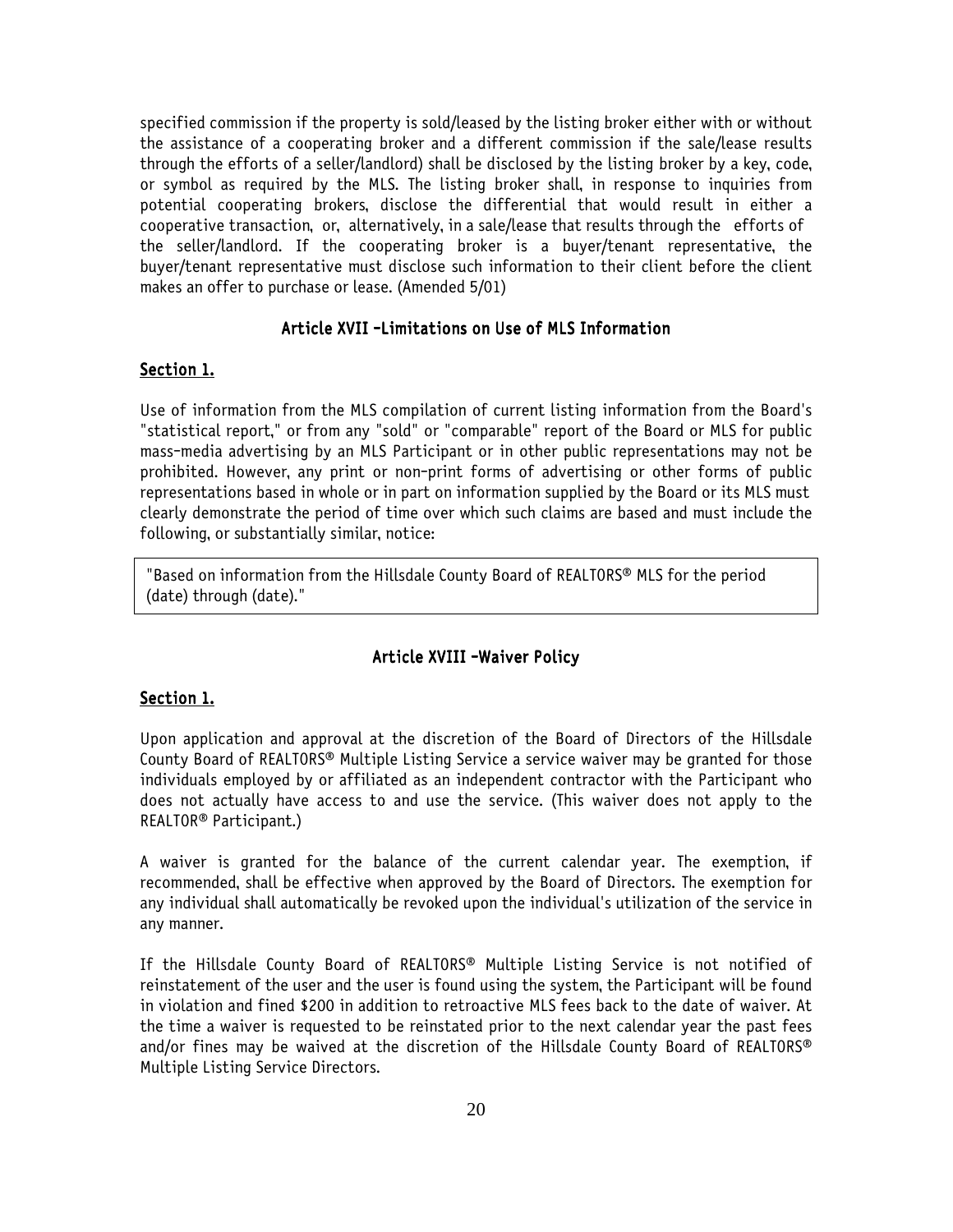specified commission if the property is sold/leased by the listing broker either with or without the assistance of a cooperating broker and a different commission if the sale/lease results through the efforts of a seller/landlord) shall be disclosed by the listing broker by a key, code, or symbol as required by the MLS. The listing broker shall, in response to inquiries from potential cooperating brokers, disclose the differential that would result in either a cooperative transaction, or, alternatively, in a sale/lease that results through the efforts of the seller/landlord. If the cooperating broker is a buyer/tenant representative, the buyer/tenant representative must disclose such information to their client before the client makes an offer to purchase or lease. (Amended 5/01)

## Article XVII –Limitations on Use of MLS Information

### Section 1.

Use of information from the MLS compilation of current listing information from the Board's "statistical report," or from any "sold" or "comparable" report of the Board or MLS for public mass-media advertising by an MLS Participant or in other public representations may not be prohibited. However, any print or non-print forms of advertising or other forms of public representations based in whole or in part on information supplied by the Board or its MLS must clearly demonstrate the period of time over which such claims are based and must include the following, or substantially similar, notice:

> "Based on information from the Hillsdale County Board of REALTORS® MLS for the period (date) through (date)."

## Article XVIII –Waiver Policy

### Section 1.

Upon application and approval at the discretion of the Board of Directors of the Hillsdale County Board of REALTORS® Multiple Listing Service a service waiver may be granted for those individuals employed by or affiliated as an independent contractor with the Participant who does not actually have access to and use the service. (This waiver does not apply to the REALTOR® Participant.)

A waiver is granted for the balance of the current calendar year. The exemption, if recommended, shall be effective when approved by the Board of Directors. The exemption for any individual shall automatically be revoked upon the individual's utilization of the service in any manner.

If the Hillsdale County Board of REALTORS® Multiple Listing Service is not notified of reinstatement of the user and the user is found using the system, the Participant will be found in violation and fined $200 in addition to retroactive MLS fees back to the date of waiver. At the time a waiver is requested to be reinstated prior to the next calendar year the past fees and/or fines may be waived at the discretion of the Hillsdale County Board of REALTORS® Multiple Listing Service Directors.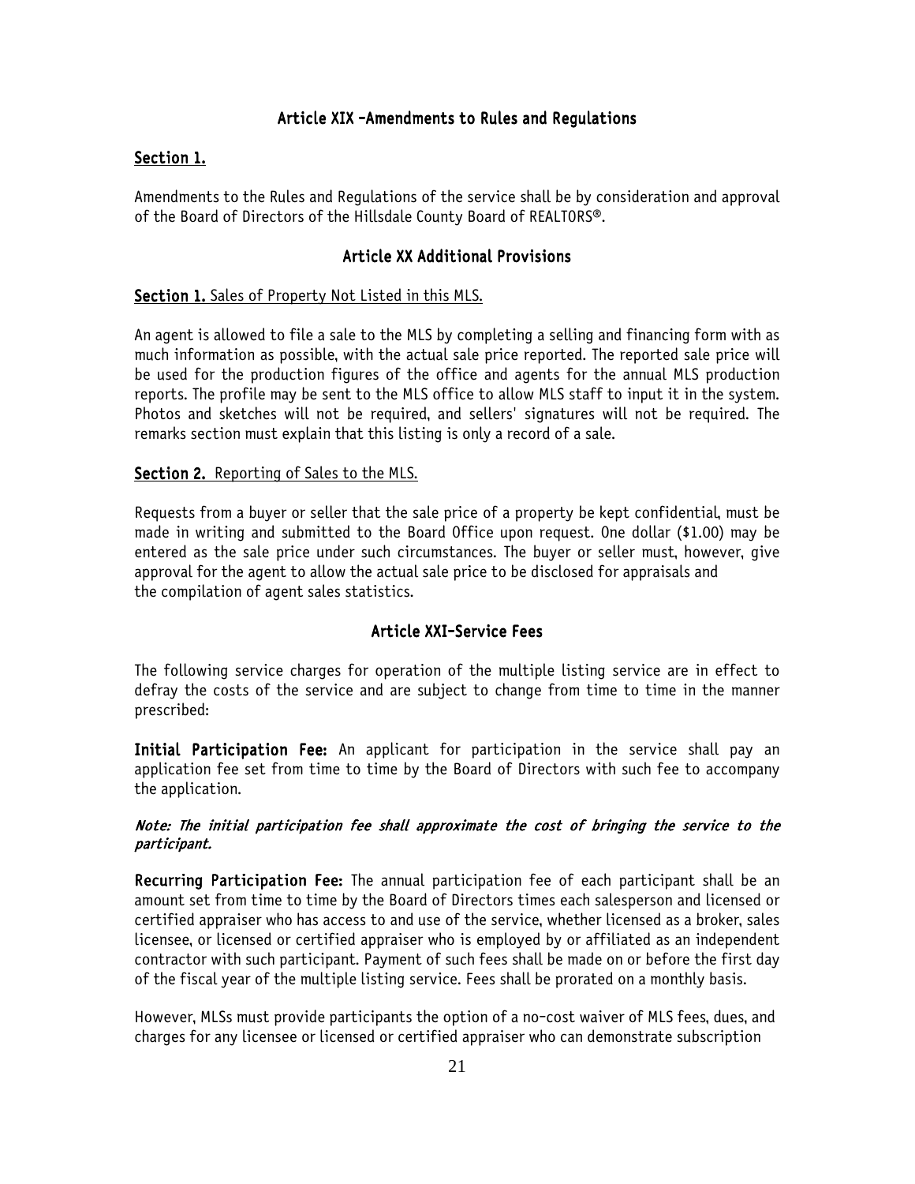## Article XIX –Amendments to Rules and Regulations

**Section 1.**

Amendments to the Rules and Regulations of the service shall be by consideration and approval of the Board of Directors of the Hillsdale County Board of REALTORS®.

## Article XX Additional Provisions

**Section 1.** Sales of Property Not Listed in this MLS.

An agent is allowed to file a sale to the MLS by completing a selling and financing form with as much information as possible, with the actual sale price reported. The reported sale price will be used for the production figures of the office and agents for the annual MLS production reports. The profile may be sent to the MLS office to allow MLS staff to input it in the system. Photos and sketches will not be required, and sellers' signatures will not be required. The remarks section must explain that this listing is only a record of a sale.

**Section 2.** Reporting of Sales to the MLS.

Requests from a buyer or seller that the sale price of a property be kept confidential, must be made in writing and submitted to the Board Office upon request. One dollar ($1.00) may be entered as the sale price under such circumstances. The buyer or seller must, however, give approval for the agent to allow the actual sale price to be disclosed for appraisals and the compilation of agent sales statistics.

## Article XXI-Service Fees

The following service charges for operation of the multiple listing service are in effect to defray the costs of the service and are subject to change from time to time in the manner prescribed:

**Initial Participation Fee:** An applicant for participation in the service shall pay an application fee set from time to time by the Board of Directors with such fee to accompany the application.

***Note: The initial participation fee shall approximate the cost of bringing the service to the participant.***

**Recurring Participation Fee:** The annual participation fee of each participant shall be an amount set from time to time by the Board of Directors times each salesperson and licensed or certified appraiser who has access to and use of the service, whether licensed as a broker, sales licensee, or licensed or certified appraiser who is employed by or affiliated as an independent contractor with such participant. Payment of such fees shall be made on or before the first day of the fiscal year of the multiple listing service. Fees shall be prorated on a monthly basis.

However, MLSs must provide participants the option of a no-cost waiver of MLS fees, dues, and charges for any licensee or licensed or certified appraiser who can demonstrate subscription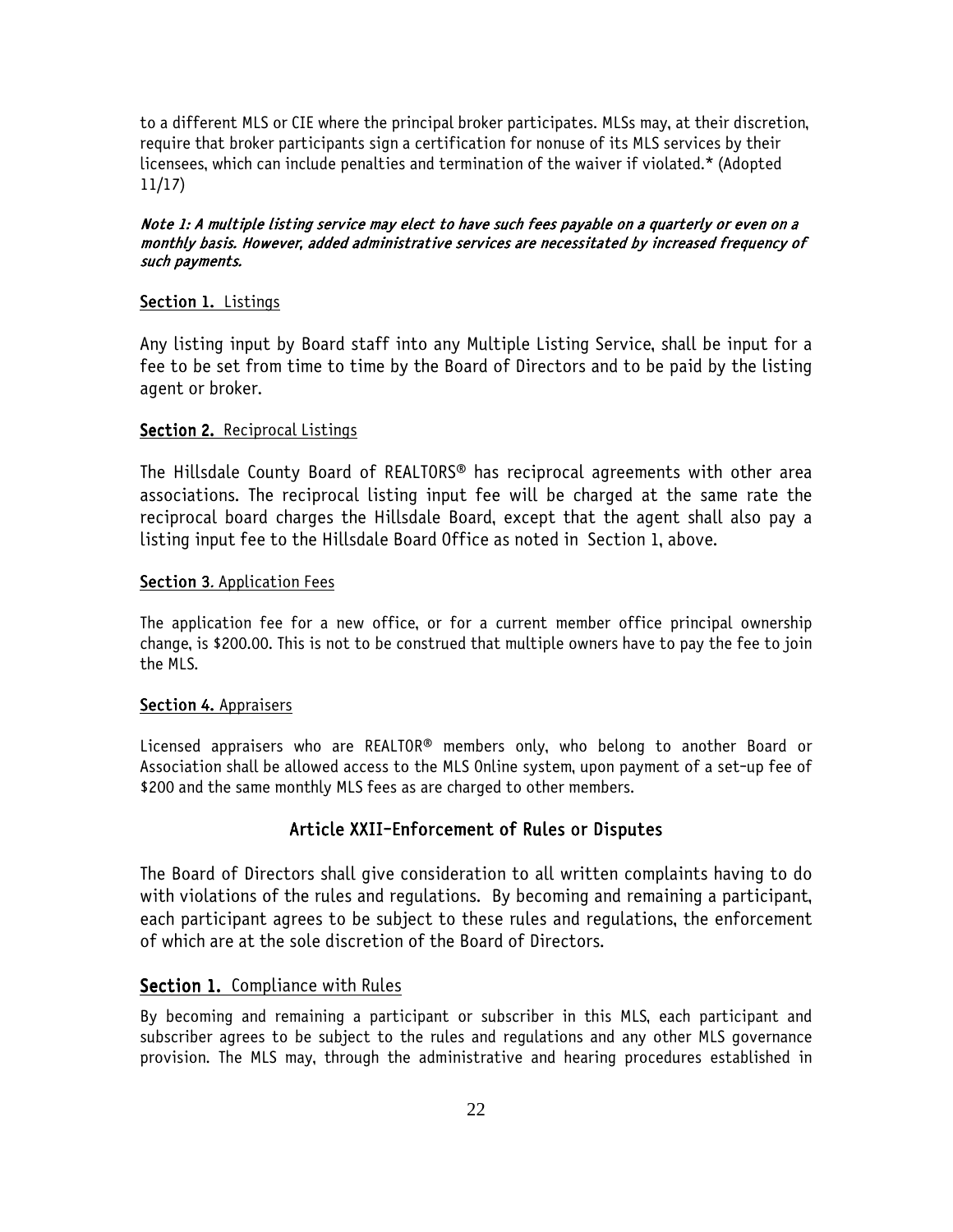to a different MLS or CIE where the principal broker participates. MLSs may, at their discretion, require that broker participants sign a certification for nonuse of its MLS services by their licensees, which can include penalties and termination of the waiver if violated.* (Adopted 11/17)

***Note 1: A multiple listing service may elect to have such fees payable on a quarterly or even on a monthly basis. However, added administrative services are necessitated by increased frequency of such payments.***

**Section 1.** Listings

Any listing input by Board staff into any Multiple Listing Service, shall be input for a fee to be set from time to time by the Board of Directors and to be paid by the listing agent or broker.

**Section 2.** Reciprocal Listings

The Hillsdale County Board of REALTORS® has reciprocal agreements with other area associations. The reciprocal listing input fee will be charged at the same rate the reciprocal board charges the Hillsdale Board, except that the agent shall also pay a listing input fee to the Hillsdale Board Office as noted in Section 1, above.

**Section 3**. Application Fees

The application fee for a new office, or for a current member office principal ownership change, is $200.00. This is not to be construed that multiple owners have to pay the fee to join the MLS.

**Section 4.** Appraisers

Licensed appraisers who are REALTOR® members only, who belong to another Board or Association shall be allowed access to the MLS Online system, upon payment of a set-up fee of $200 and the same monthly MLS fees as are charged to other members.

## Article XXII–Enforcement of Rules or Disputes

The Board of Directors shall give consideration to all written complaints having to do with violations of the rules and regulations. By becoming and remaining a participant, each participant agrees to be subject to these rules and regulations, the enforcement of which are at the sole discretion of the Board of Directors.

**Section 1.** Compliance with Rules

By becoming and remaining a participant or subscriber in this MLS, each participant and subscriber agrees to be subject to the rules and regulations and any other MLS governance provision. The MLS may, through the administrative and hearing procedures established in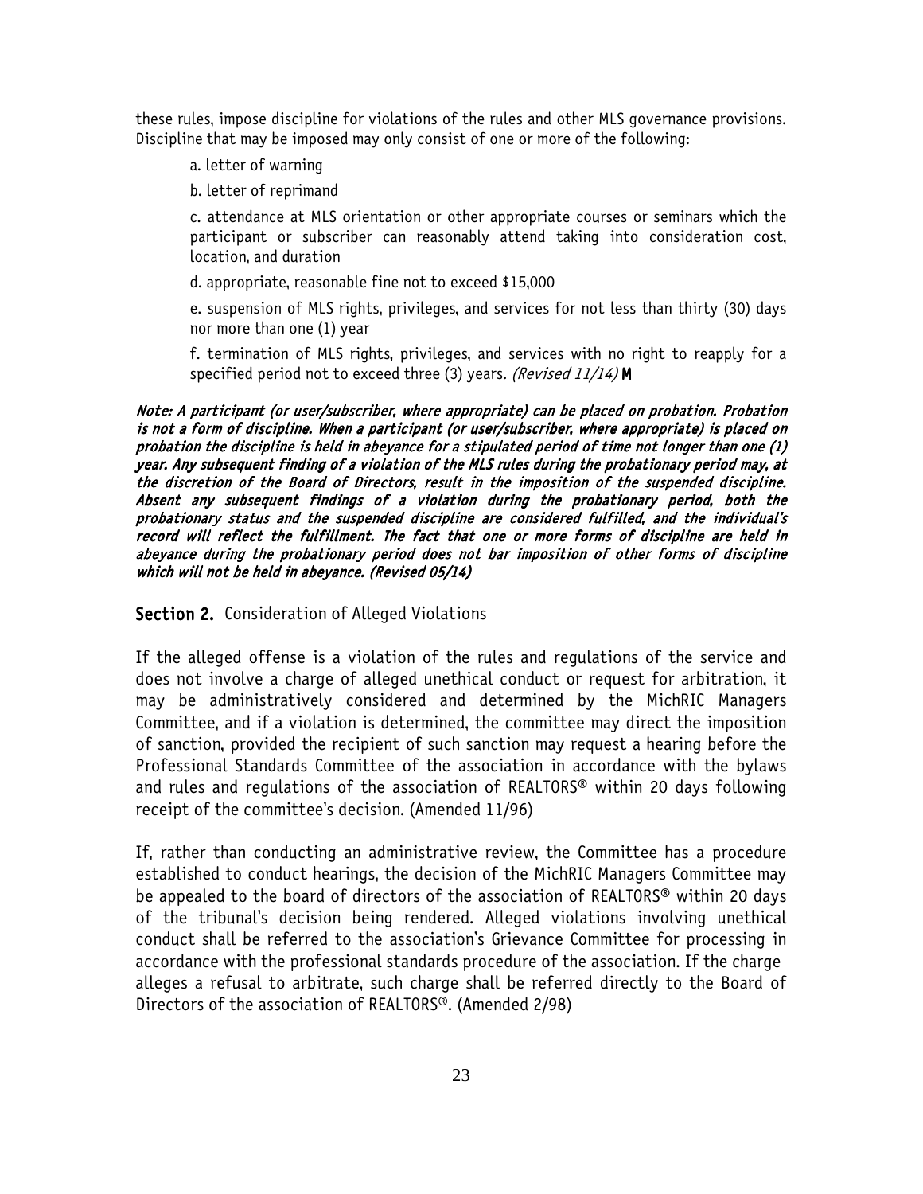these rules, impose discipline for violations of the rules and other MLS governance provisions. Discipline that may be imposed may only consist of one or more of the following:

a. letter of warning

b. letter of reprimand

c. attendance at MLS orientation or other appropriate courses or seminars which the participant or subscriber can reasonably attend taking into consideration cost, location, and duration

d. appropriate, reasonable fine not to exceed $15,000

e. suspension of MLS rights, privileges, and services for not less than thirty (30) days nor more than one (1) year

f. termination of MLS rights, privileges, and services with no right to reapply for a specified period not to exceed three (3) years. *(Revised 11/14)* **M**

***Note: A participant (or user/subscriber, where appropriate) can be placed on probation. Probation is not a form of discipline. When a participant (or user/subscriber, where appropriate) is placed on probation the discipline is held in abeyance for a stipulated period of time not longer than one (1) year. Any subsequent finding of a violation of the MLS rules during the probationary period may, at the discretion of the Board of Directors, result in the imposition of the suspended discipline. Absent any subsequent findings of a violation during the probationary period, both the probationary status and the suspended discipline are considered fulfilled, and the individual's record will reflect the fulfillment. The fact that one or more forms of discipline are held in abeyance during the probationary period does not bar imposition of other forms of discipline which will not be held in abeyance. (Revised 05/14)***

## Section 2. Consideration of Alleged Violations

If the alleged offense is a violation of the rules and regulations of the service and does not involve a charge of alleged unethical conduct or request for arbitration, it may be administratively considered and determined by the MichRIC Managers Committee, and if a violation is determined, the committee may direct the imposition of sanction, provided the recipient of such sanction may request a hearing before the Professional Standards Committee of the association in accordance with the bylaws and rules and regulations of the association of REALTORS® within 20 days following receipt of the committee's decision. (Amended 11/96)

If, rather than conducting an administrative review, the Committee has a procedure established to conduct hearings, the decision of the MichRIC Managers Committee may be appealed to the board of directors of the association of REALTORS® within 20 days of the tribunal's decision being rendered. Alleged violations involving unethical conduct shall be referred to the association's Grievance Committee for processing in accordance with the professional standards procedure of the association. If the charge alleges a refusal to arbitrate, such charge shall be referred directly to the Board of Directors of the association of REALTORS®. (Amended 2/98)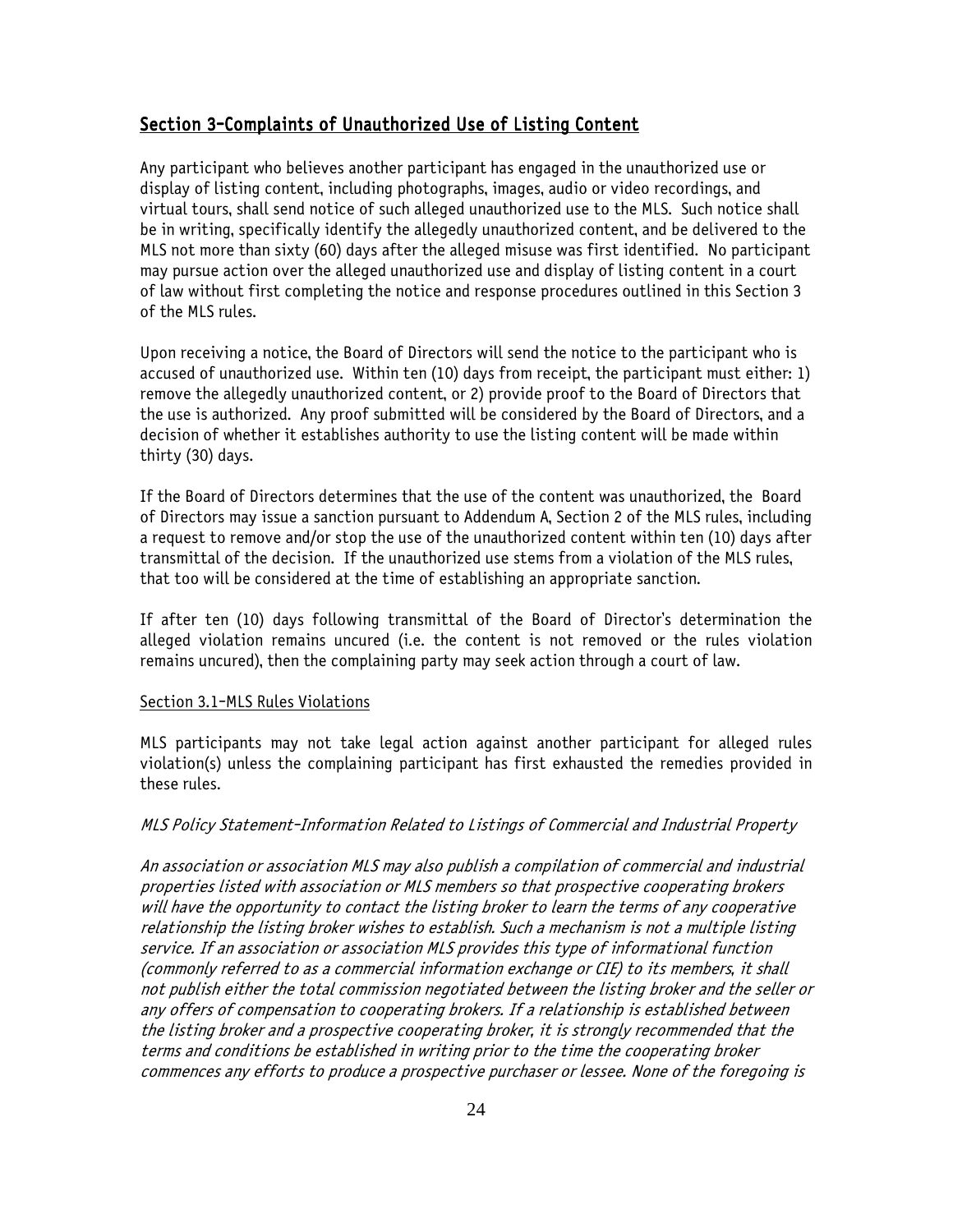## Section 3–Complaints of Unauthorized Use of Listing Content

Any participant who believes another participant has engaged in the unauthorized use or display of listing content, including photographs, images, audio or video recordings, and virtual tours, shall send notice of such alleged unauthorized use to the MLS. Such notice shall be in writing, specifically identify the allegedly unauthorized content, and be delivered to the MLS not more than sixty (60) days after the alleged misuse was first identified. No participant may pursue action over the alleged unauthorized use and display of listing content in a court of law without first completing the notice and response procedures outlined in this Section 3 of the MLS rules.

Upon receiving a notice, the Board of Directors will send the notice to the participant who is accused of unauthorized use. Within ten (10) days from receipt, the participant must either: 1) remove the allegedly unauthorized content, or 2) provide proof to the Board of Directors that the use is authorized. Any proof submitted will be considered by the Board of Directors, and a decision of whether it establishes authority to use the listing content will be made within thirty (30) days.

If the Board of Directors determines that the use of the content was unauthorized, the Board of Directors may issue a sanction pursuant to Addendum A, Section 2 of the MLS rules, including a request to remove and/or stop the use of the unauthorized content within ten (10) days after transmittal of the decision. If the unauthorized use stems from a violation of the MLS rules, that too will be considered at the time of establishing an appropriate sanction.

If after ten (10) days following transmittal of the Board of Director's determination the alleged violation remains uncured (i.e. the content is not removed or the rules violation remains uncured), then the complaining party may seek action through a court of law.

### Section 3.1–MLS Rules Violations

MLS participants may not take legal action against another participant for alleged rules violation(s) unless the complaining participant has first exhausted the remedies provided in these rules.

*MLS Policy Statement–Information Related to Listings of Commercial and Industrial Property*

*An association or association MLS may also publish a compilation of commercial and industrial properties listed with association or MLS members so that prospective cooperating brokers will have the opportunity to contact the listing broker to learn the terms of any cooperative relationship the listing broker wishes to establish. Such a mechanism is not a multiple listing service. If an association or association MLS provides this type of informational function (commonly referred to as a commercial information exchange or CIE) to its members, it shall not publish either the total commission negotiated between the listing broker and the seller or any offers of compensation to cooperating brokers. If a relationship is established between the listing broker and a prospective cooperating broker, it is strongly recommended that the terms and conditions be established in writing prior to the time the cooperating broker commences any efforts to produce a prospective purchaser or lessee. None of the foregoing is*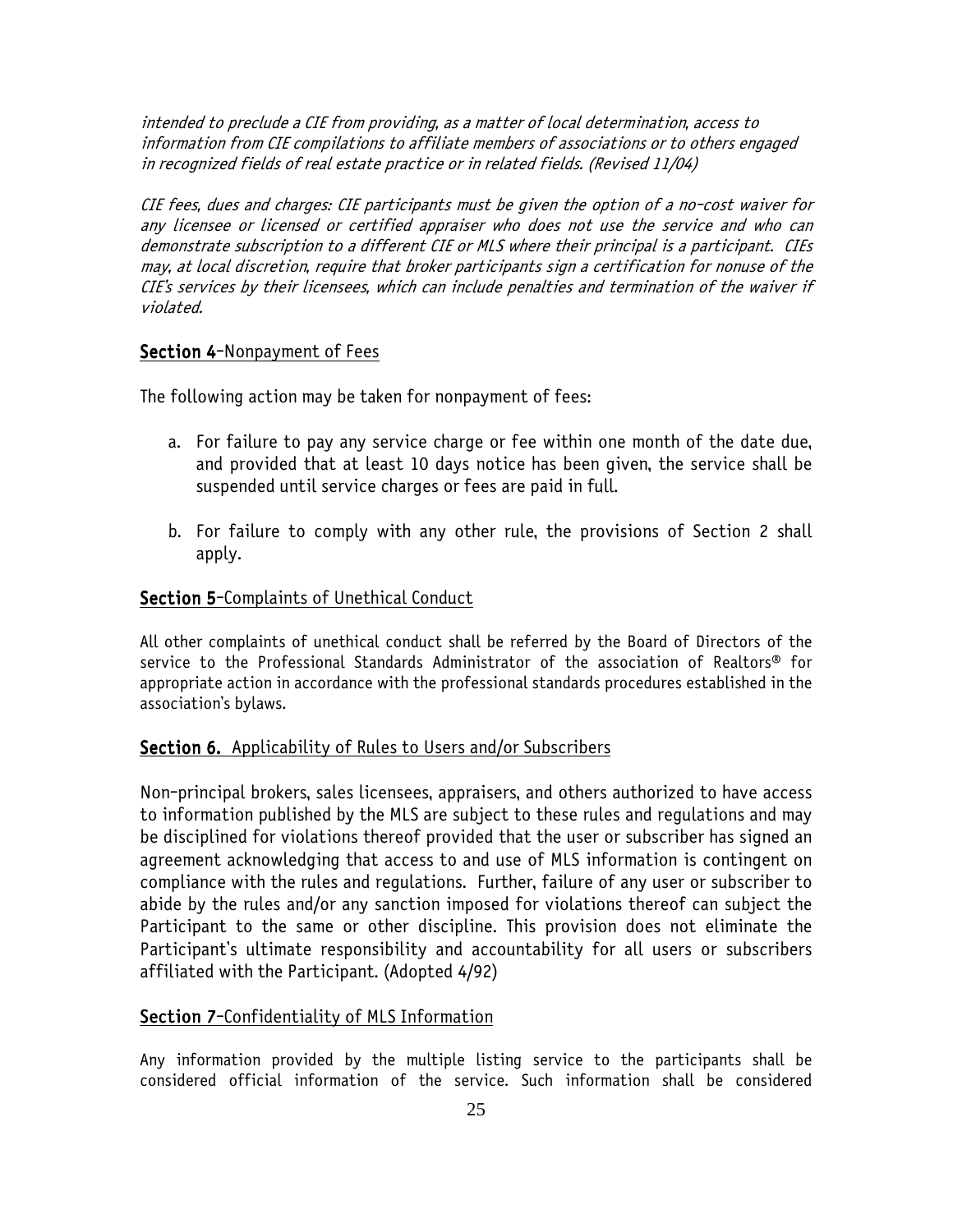*intended to preclude a CIE from providing, as a matter of local determination, access to information from CIE compilations to affiliate members of associations or to others engaged in recognized fields of real estate practice or in related fields. (Revised 11/04)*

*CIE fees, dues and charges: CIE participants must be given the option of a no-cost waiver for any licensee or licensed or certified appraiser who does not use the service and who can demonstrate subscription to a different CIE or MLS where their principal is a participant. CIEs may, at local discretion, require that broker participants sign a certification for nonuse of the CIE's services by their licensees, which can include penalties and termination of the waiver if violated.*

## **Section 4**-Nonpayment of Fees

The following action may be taken for nonpayment of fees:

a. For failure to pay any service charge or fee within one month of the date due, and provided that at least 10 days notice has been given, the service shall be suspended until service charges or fees are paid in full.

b. For failure to comply with any other rule, the provisions of Section 2 shall apply.

## **Section 5**-Complaints of Unethical Conduct

All other complaints of unethical conduct shall be referred by the Board of Directors of the service to the Professional Standards Administrator of the association of Realtors® for appropriate action in accordance with the professional standards procedures established in the association's bylaws.

## **Section 6.** Applicability of Rules to Users and/or Subscribers

Non-principal brokers, sales licensees, appraisers, and others authorized to have access to information published by the MLS are subject to these rules and regulations and may be disciplined for violations thereof provided that the user or subscriber has signed an agreement acknowledging that access to and use of MLS information is contingent on compliance with the rules and regulations. Further, failure of any user or subscriber to abide by the rules and/or any sanction imposed for violations thereof can subject the Participant to the same or other discipline. This provision does not eliminate the Participant's ultimate responsibility and accountability for all users or subscribers affiliated with the Participant. (Adopted 4/92)

## **Section 7**-Confidentiality of MLS Information

Any information provided by the multiple listing service to the participants shall be considered official information of the service. Such information shall be considered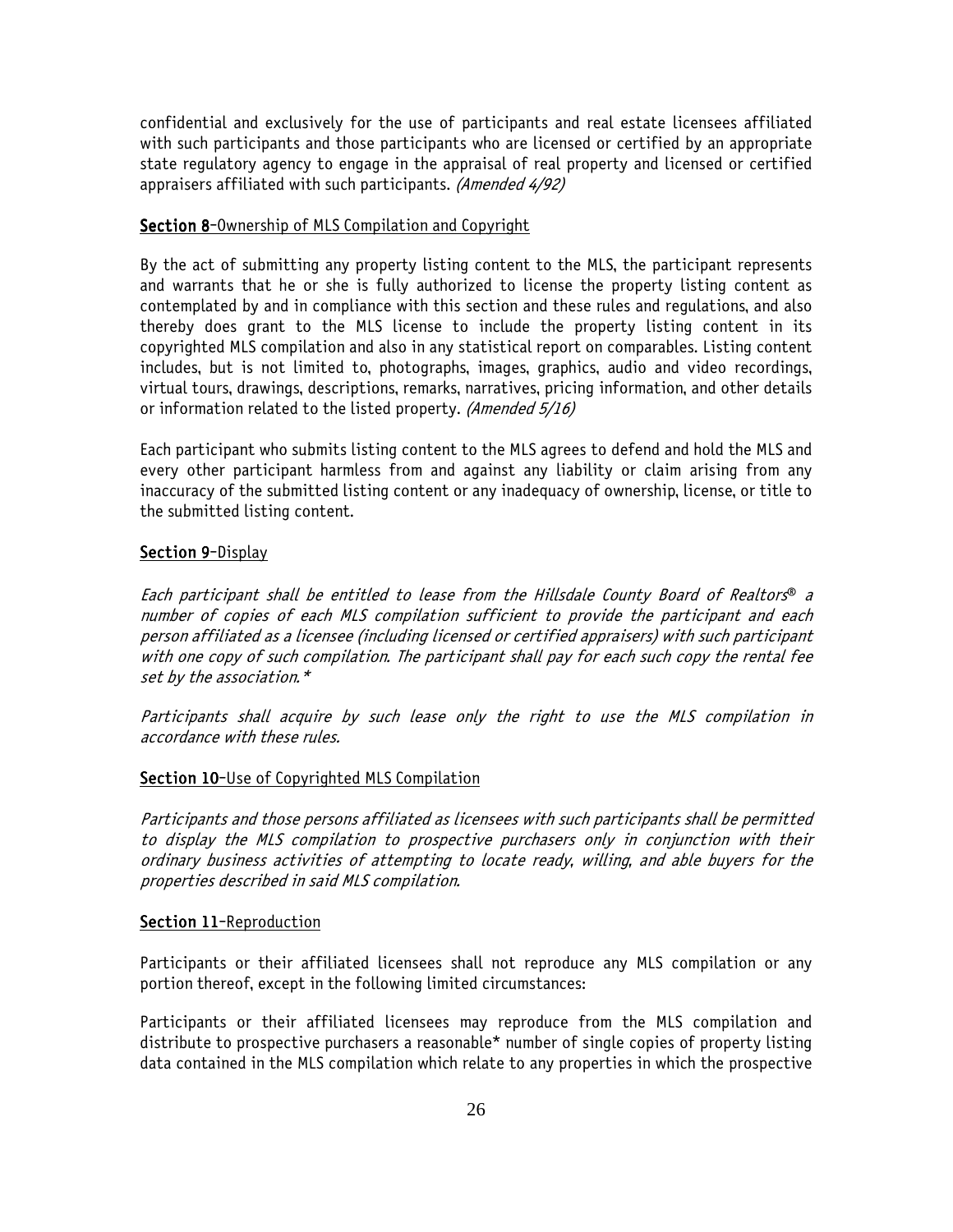confidential and exclusively for the use of participants and real estate licensees affiliated with such participants and those participants who are licensed or certified by an appropriate state regulatory agency to engage in the appraisal of real property and licensed or certified appraisers affiliated with such participants. *(Amended 4/92)*

**Section 8**–Ownership of MLS Compilation and Copyright

By the act of submitting any property listing content to the MLS, the participant represents and warrants that he or she is fully authorized to license the property listing content as contemplated by and in compliance with this section and these rules and regulations, and also thereby does grant to the MLS license to include the property listing content in its copyrighted MLS compilation and also in any statistical report on comparables. Listing content includes, but is not limited to, photographs, images, graphics, audio and video recordings, virtual tours, drawings, descriptions, remarks, narratives, pricing information, and other details or information related to the listed property. *(Amended 5/16)*

Each participant who submits listing content to the MLS agrees to defend and hold the MLS and every other participant harmless from and against any liability or claim arising from any inaccuracy of the submitted listing content or any inadequacy of ownership, license, or title to the submitted listing content.

**Section 9**–Display

*Each participant shall be entitled to lease from the Hillsdale County Board of Realtors® a number of copies of each MLS compilation sufficient to provide the participant and each person affiliated as a licensee (including licensed or certified appraisers) with such participant with one copy of such compilation. The participant shall pay for each such copy the rental fee set by the association.**

*Participants shall acquire by such lease only the right to use the MLS compilation in accordance with these rules.*

**Section 10**–Use of Copyrighted MLS Compilation

*Participants and those persons affiliated as licensees with such participants shall be permitted to display the MLS compilation to prospective purchasers only in conjunction with their ordinary business activities of attempting to locate ready, willing, and able buyers for the properties described in said MLS compilation.*

**Section 11**–Reproduction

Participants or their affiliated licensees shall not reproduce any MLS compilation or any portion thereof, except in the following limited circumstances:

Participants or their affiliated licensees may reproduce from the MLS compilation and distribute to prospective purchasers a reasonable* number of single copies of property listing data contained in the MLS compilation which relate to any properties in which the prospective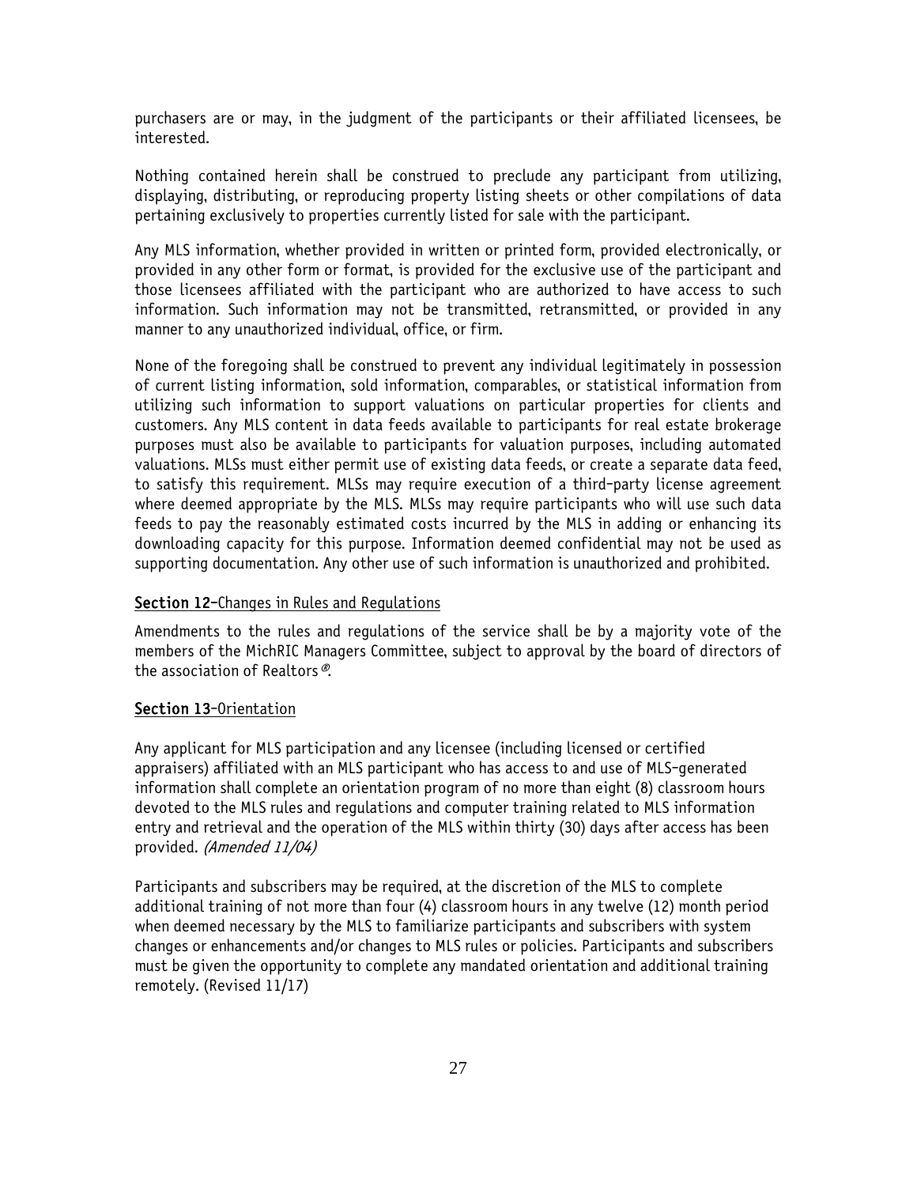purchasers are or may, in the judgment of the participants or their affiliated licensees, be interested.

Nothing contained herein shall be construed to preclude any participant from utilizing, displaying, distributing, or reproducing property listing sheets or other compilations of data pertaining exclusively to properties currently listed for sale with the participant.

Any MLS information, whether provided in written or printed form, provided electronically, or provided in any other form or format, is provided for the exclusive use of the participant and those licensees affiliated with the participant who are authorized to have access to such information. Such information may not be transmitted, retransmitted, or provided in any manner to any unauthorized individual, office, or firm.

None of the foregoing shall be construed to prevent any individual legitimately in possession of current listing information, sold information, comparables, or statistical information from utilizing such information to support valuations on particular properties for clients and customers. Any MLS content in data feeds available to participants for real estate brokerage purposes must also be available to participants for valuation purposes, including automated valuations. MLSs must either permit use of existing data feeds, or create a separate data feed, to satisfy this requirement. MLSs may require execution of a third-party license agreement where deemed appropriate by the MLS. MLSs may require participants who will use such data feeds to pay the reasonably estimated costs incurred by the MLS in adding or enhancing its downloading capacity for this purpose. Information deemed confidential may not be used as supporting documentation. Any other use of such information is unauthorized and prohibited.

**Section 12**–Changes in Rules and Regulations

Amendments to the rules and regulations of the service shall be by a majority vote of the members of the MichRIC Managers Committee, subject to approval by the board of directors of the association of Realtors®.

**Section 13**-Orientation

Any applicant for MLS participation and any licensee (including licensed or certified appraisers) affiliated with an MLS participant who has access to and use of MLS-generated information shall complete an orientation program of no more than eight (8) classroom hours devoted to the MLS rules and regulations and computer training related to MLS information entry and retrieval and the operation of the MLS within thirty (30) days after access has been provided. *(Amended 11/04)*

Participants and subscribers may be required, at the discretion of the MLS to complete additional training of not more than four (4) classroom hours in any twelve (12) month period when deemed necessary by the MLS to familiarize participants and subscribers with system changes or enhancements and/or changes to MLS rules or policies. Participants and subscribers must be given the opportunity to complete any mandated orientation and additional training remotely. (Revised 11/17)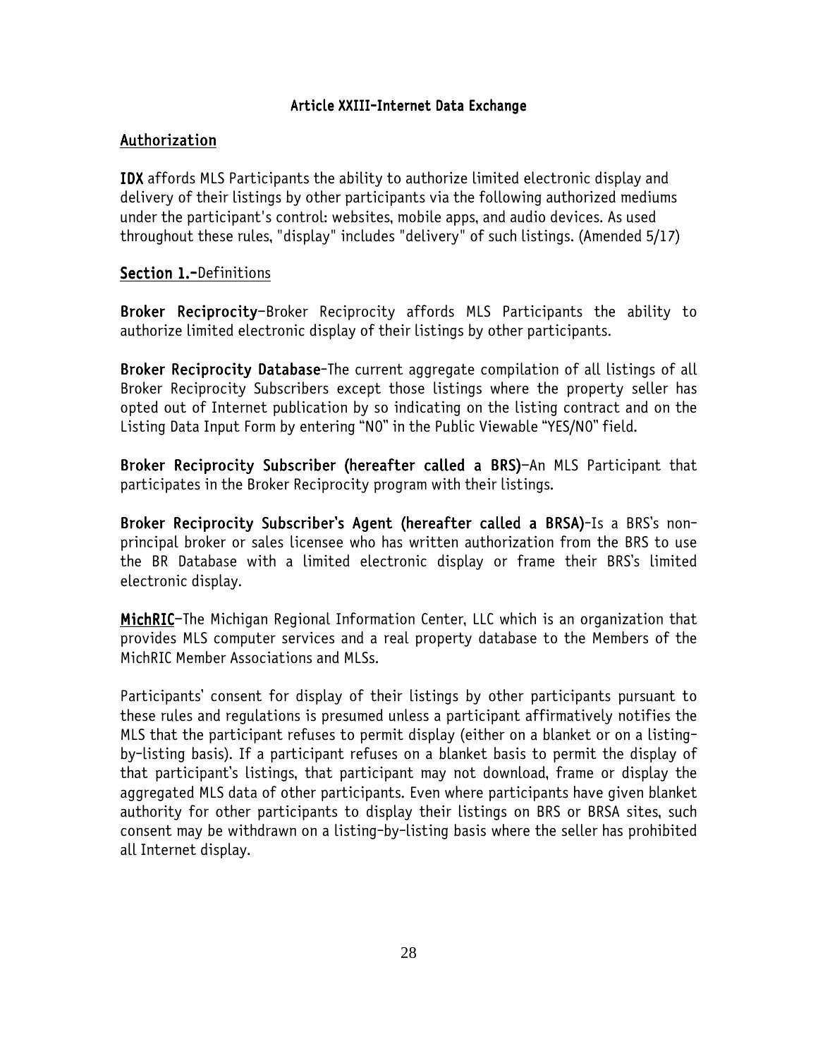# Article XXIII-Internet Data Exchange

## Authorization

**IDX** affords MLS Participants the ability to authorize limited electronic display and delivery of their listings by other participants via the following authorized mediums under the participant's control: websites, mobile apps, and audio devices. As used throughout these rules, "display" includes "delivery" of such listings. (Amended 5/17)

## Section 1.-Definitions

**Broker Reciprocity**–Broker Reciprocity affords MLS Participants the ability to authorize limited electronic display of their listings by other participants.

**Broker Reciprocity Database**-The current aggregate compilation of all listings of all Broker Reciprocity Subscribers except those listings where the property seller has opted out of Internet publication by so indicating on the listing contract and on the Listing Data Input Form by entering "NO" in the Public Viewable "YES/NO" field.

**Broker Reciprocity Subscriber (hereafter called a BRS)**–An MLS Participant that participates in the Broker Reciprocity program with their listings.

**Broker Reciprocity Subscriber's Agent (hereafter called a BRSA)**-Is a BRS's non-principal broker or sales licensee who has written authorization from the BRS to use the BR Database with a limited electronic display or frame their BRS's limited electronic display.

**MichRIC**–The Michigan Regional Information Center, LLC which is an organization that provides MLS computer services and a real property database to the Members of the MichRIC Member Associations and MLSs.

Participants' consent for display of their listings by other participants pursuant to these rules and regulations is presumed unless a participant affirmatively notifies the MLS that the participant refuses to permit display (either on a blanket or on a listing-by-listing basis). If a participant refuses on a blanket basis to permit the display of that participant's listings, that participant may not download, frame or display the aggregated MLS data of other participants. Even where participants have given blanket authority for other participants to display their listings on BRS or BRSA sites, such consent may be withdrawn on a listing-by-listing basis where the seller has prohibited all Internet display.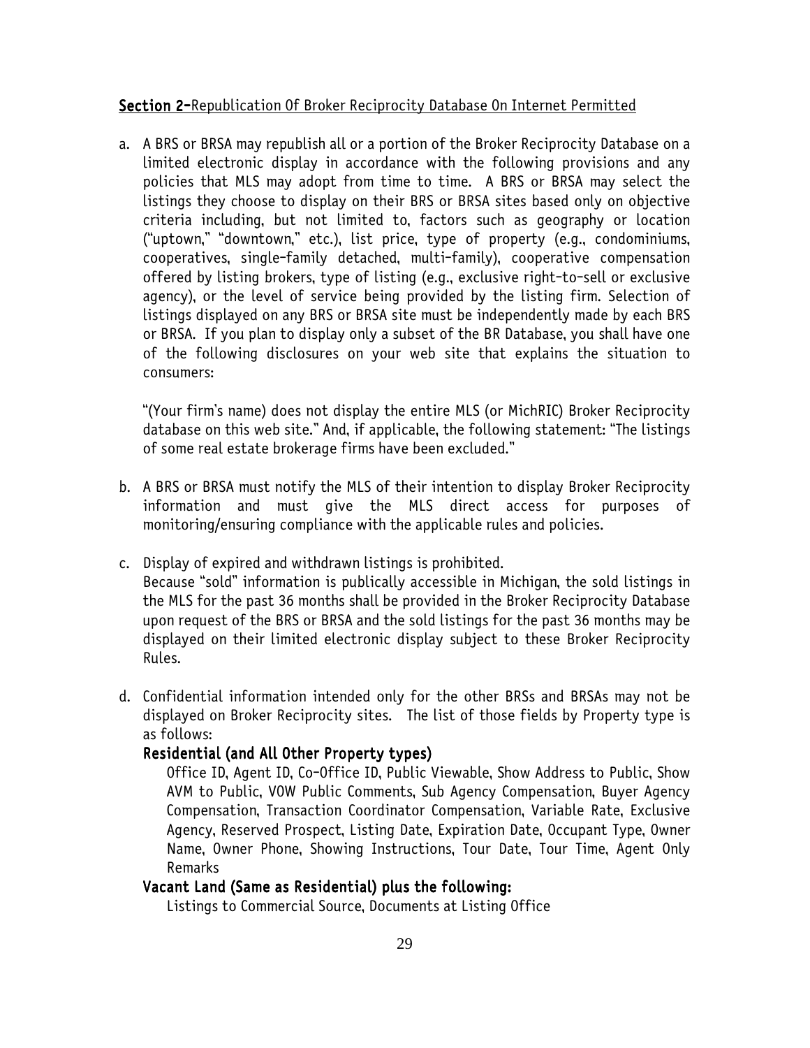**Section 2-**Republication Of Broker Reciprocity Database On Internet Permitted

a. A BRS or BRSA may republish all or a portion of the Broker Reciprocity Database on a limited electronic display in accordance with the following provisions and any policies that MLS may adopt from time to time. A BRS or BRSA may select the listings they choose to display on their BRS or BRSA sites based only on objective criteria including, but not limited to, factors such as geography or location ("uptown," "downtown," etc.), list price, type of property (e.g., condominiums, cooperatives, single-family detached, multi-family), cooperative compensation offered by listing brokers, type of listing (e.g., exclusive right-to-sell or exclusive agency), or the level of service being provided by the listing firm. Selection of listings displayed on any BRS or BRSA site must be independently made by each BRS or BRSA. If you plan to display only a subset of the BR Database, you shall have one of the following disclosures on your web site that explains the situation to consumers:

   "(Your firm's name) does not display the entire MLS (or MichRIC) Broker Reciprocity database on this web site." And, if applicable, the following statement: "The listings of some real estate brokerage firms have been excluded."

b. A BRS or BRSA must notify the MLS of their intention to display Broker Reciprocity information and must give the MLS direct access for purposes of monitoring/ensuring compliance with the applicable rules and policies.

c. Display of expired and withdrawn listings is prohibited.
   Because "sold" information is publically accessible in Michigan, the sold listings in the MLS for the past 36 months shall be provided in the Broker Reciprocity Database upon request of the BRS or BRSA and the sold listings for the past 36 months may be displayed on their limited electronic display subject to these Broker Reciprocity Rules.

d. Confidential information intended only for the other BRSs and BRSAs may not be displayed on Broker Reciprocity sites. The list of those fields by Property type is as follows:

   **Residential (and All Other Property types)**

   Office ID, Agent ID, Co-Office ID, Public Viewable, Show Address to Public, Show AVM to Public, VOW Public Comments, Sub Agency Compensation, Buyer Agency Compensation, Transaction Coordinator Compensation, Variable Rate, Exclusive Agency, Reserved Prospect, Listing Date, Expiration Date, Occupant Type, Owner Name, Owner Phone, Showing Instructions, Tour Date, Tour Time, Agent Only Remarks

   **Vacant Land (Same as Residential) plus the following:**

   Listings to Commercial Source, Documents at Listing Office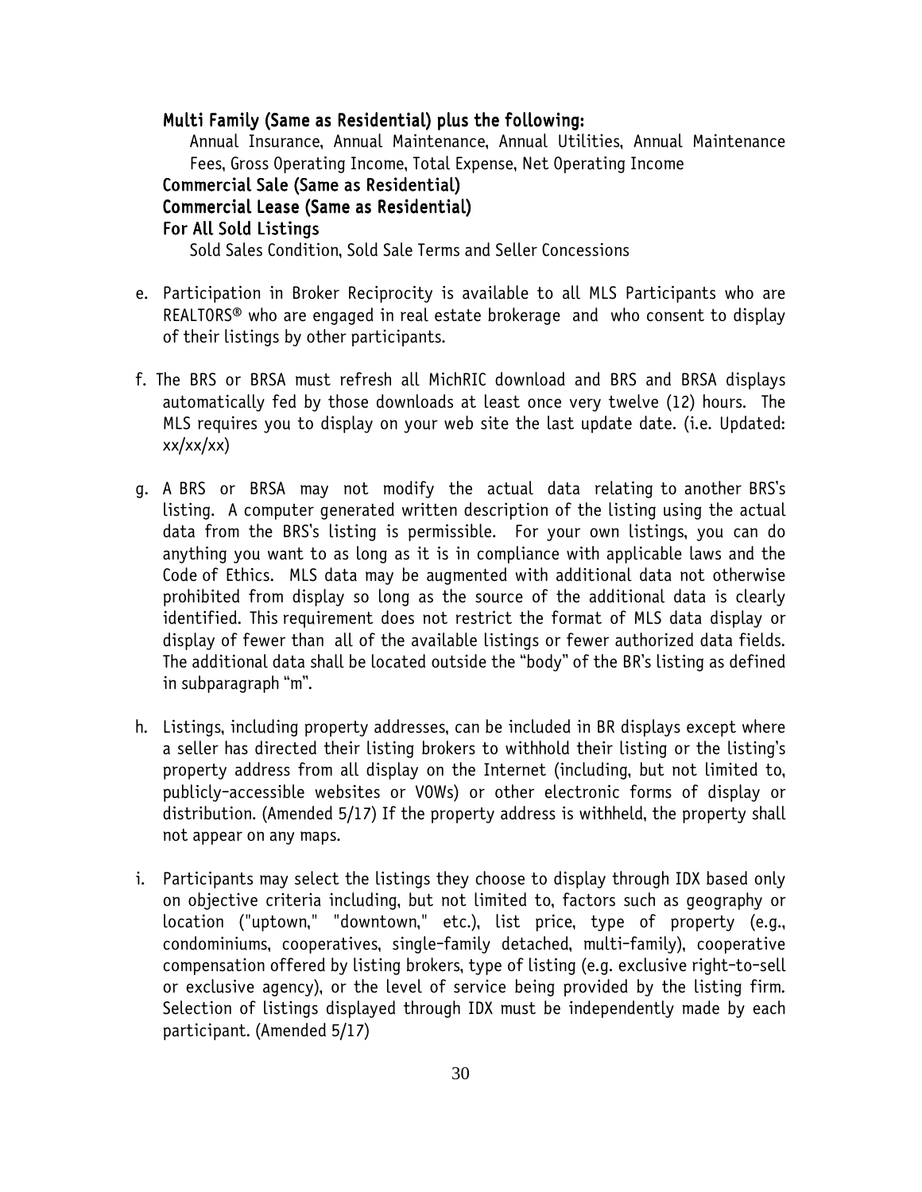**Multi Family (Same as Residential) plus the following:**

Annual Insurance, Annual Maintenance, Annual Utilities, Annual Maintenance Fees, Gross Operating Income, Total Expense, Net Operating Income

**Commercial Sale (Same as Residential)**

**Commercial Lease (Same as Residential)**

**For All Sold Listings**

Sold Sales Condition, Sold Sale Terms and Seller Concessions

e. Participation in Broker Reciprocity is available to all MLS Participants who are REALTORS® who are engaged in real estate brokerage and who consent to display of their listings by other participants.

f. The BRS or BRSA must refresh all MichRIC download and BRS and BRSA displays automatically fed by those downloads at least once very twelve (12) hours. The MLS requires you to display on your web site the last update date. (i.e. Updated: xx/xx/xx)

g. A BRS or BRSA may not modify the actual data relating to another BRS's listing. A computer generated written description of the listing using the actual data from the BRS's listing is permissible. For your own listings, you can do anything you want to as long as it is in compliance with applicable laws and the Code of Ethics. MLS data may be augmented with additional data not otherwise prohibited from display so long as the source of the additional data is clearly identified. This requirement does not restrict the format of MLS data display or display of fewer than all of the available listings or fewer authorized data fields. The additional data shall be located outside the "body" of the BR's listing as defined in subparagraph "m".

h. Listings, including property addresses, can be included in BR displays except where a seller has directed their listing brokers to withhold their listing or the listing's property address from all display on the Internet (including, but not limited to, publicly-accessible websites or VOWs) or other electronic forms of display or distribution. (Amended 5/17) If the property address is withheld, the property shall not appear on any maps.

i. Participants may select the listings they choose to display through IDX based only on objective criteria including, but not limited to, factors such as geography or location ("uptown," "downtown," etc.), list price, type of property (e.g., condominiums, cooperatives, single-family detached, multi-family), cooperative compensation offered by listing brokers, type of listing (e.g. exclusive right-to-sell or exclusive agency), or the level of service being provided by the listing firm. Selection of listings displayed through IDX must be independently made by each participant. (Amended 5/17)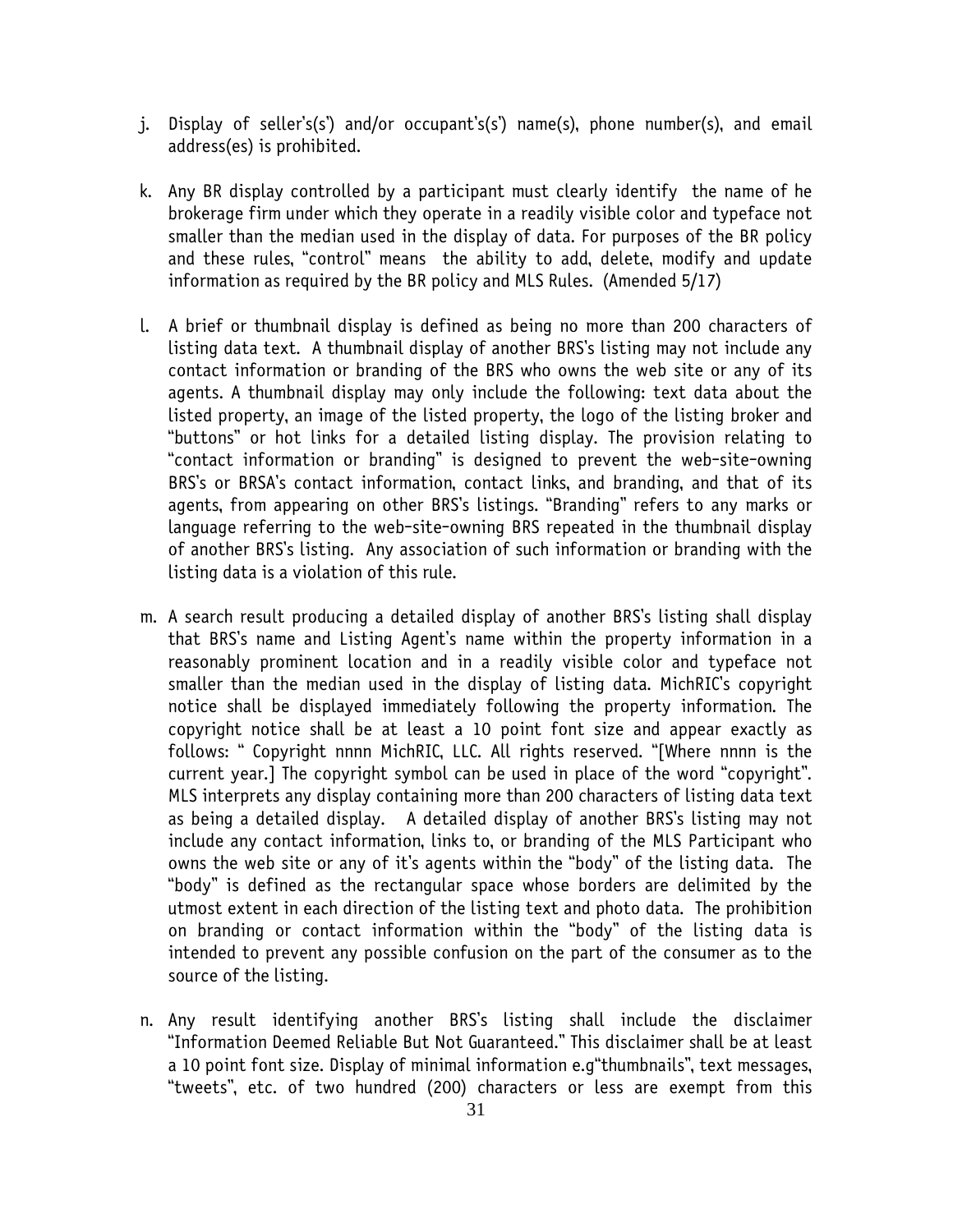j. Display of seller's(s') and/or occupant's(s') name(s), phone number(s), and email address(es) is prohibited.

k. Any BR display controlled by a participant must clearly identify the name of he brokerage firm under which they operate in a readily visible color and typeface not smaller than the median used in the display of data. For purposes of the BR policy and these rules, "control" means the ability to add, delete, modify and update information as required by the BR policy and MLS Rules. (Amended 5/17)

l. A brief or thumbnail display is defined as being no more than 200 characters of listing data text. A thumbnail display of another BRS's listing may not include any contact information or branding of the BRS who owns the web site or any of its agents. A thumbnail display may only include the following: text data about the listed property, an image of the listed property, the logo of the listing broker and "buttons" or hot links for a detailed listing display. The provision relating to "contact information or branding" is designed to prevent the web-site-owning BRS's or BRSA's contact information, contact links, and branding, and that of its agents, from appearing on other BRS's listings. "Branding" refers to any marks or language referring to the web-site-owning BRS repeated in the thumbnail display of another BRS's listing. Any association of such information or branding with the listing data is a violation of this rule.

m. A search result producing a detailed display of another BRS's listing shall display that BRS's name and Listing Agent's name within the property information in a reasonably prominent location and in a readily visible color and typeface not smaller than the median used in the display of listing data. MichRIC's copyright notice shall be displayed immediately following the property information. The copyright notice shall be at least a 10 point font size and appear exactly as follows: " Copyright nnnn MichRIC, LLC. All rights reserved. "[Where nnnn is the current year.] The copyright symbol can be used in place of the word "copyright". MLS interprets any display containing more than 200 characters of listing data text as being a detailed display. A detailed display of another BRS's listing may not include any contact information, links to, or branding of the MLS Participant who owns the web site or any of it's agents within the "body" of the listing data. The "body" is defined as the rectangular space whose borders are delimited by the utmost extent in each direction of the listing text and photo data. The prohibition on branding or contact information within the "body" of the listing data is intended to prevent any possible confusion on the part of the consumer as to the source of the listing.

n. Any result identifying another BRS's listing shall include the disclaimer "Information Deemed Reliable But Not Guaranteed." This disclaimer shall be at least a 10 point font size. Display of minimal information e.g"thumbnails", text messages, "tweets", etc. of two hundred (200) characters or less are exempt from this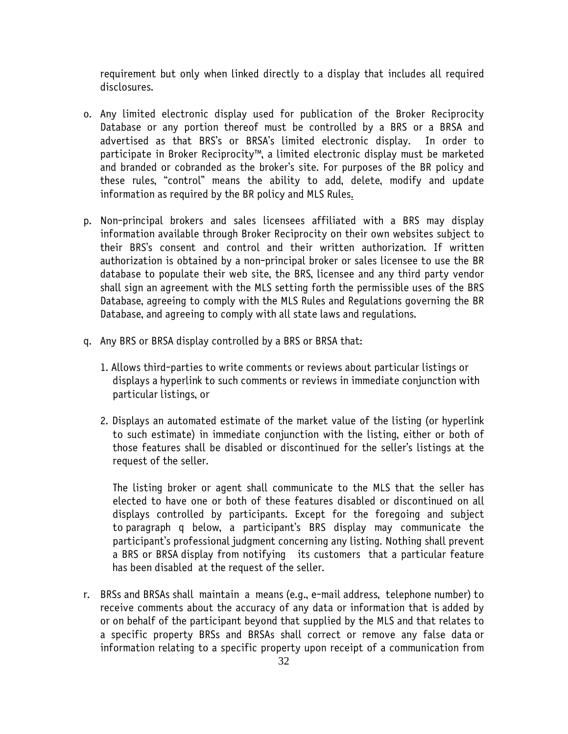requirement but only when linked directly to a display that includes all required disclosures.

o. Any limited electronic display used for publication of the Broker Reciprocity Database or any portion thereof must be controlled by a BRS or a BRSA and advertised as that BRS's or BRSA's limited electronic display. In order to participate in Broker Reciprocity™, a limited electronic display must be marketed and branded or cobranded as the broker's site. For purposes of the BR policy and these rules, "control" means the ability to add, delete, modify and update information as required by the BR policy and MLS Rules.

p. Non-principal brokers and sales licensees affiliated with a BRS may display information available through Broker Reciprocity on their own websites subject to their BRS's consent and control and their written authorization. If written authorization is obtained by a non-principal broker or sales licensee to use the BR database to populate their web site, the BRS, licensee and any third party vendor shall sign an agreement with the MLS setting forth the permissible uses of the BRS Database, agreeing to comply with the MLS Rules and Regulations governing the BR Database, and agreeing to comply with all state laws and regulations.

q. Any BRS or BRSA display controlled by a BRS or BRSA that:

   1. Allows third-parties to write comments or reviews about particular listings or displays a hyperlink to such comments or reviews in immediate conjunction with particular listings, or

   2. Displays an automated estimate of the market value of the listing (or hyperlink to such estimate) in immediate conjunction with the listing, either or both of those features shall be disabled or discontinued for the seller's listings at the request of the seller.

   The listing broker or agent shall communicate to the MLS that the seller has elected to have one or both of these features disabled or discontinued on all displays controlled by participants. Except for the foregoing and subject to paragraph q below, a participant's BRS display may communicate the participant's professional judgment concerning any listing. Nothing shall prevent a BRS or BRSA display from notifying its customers that a particular feature has been disabled at the request of the seller.

r. BRSs and BRSAs shall maintain a means (e.g., e-mail address, telephone number) to receive comments about the accuracy of any data or information that is added by or on behalf of the participant beyond that supplied by the MLS and that relates to a specific property BRSs and BRSAs shall correct or remove any false data or information relating to a specific property upon receipt of a communication from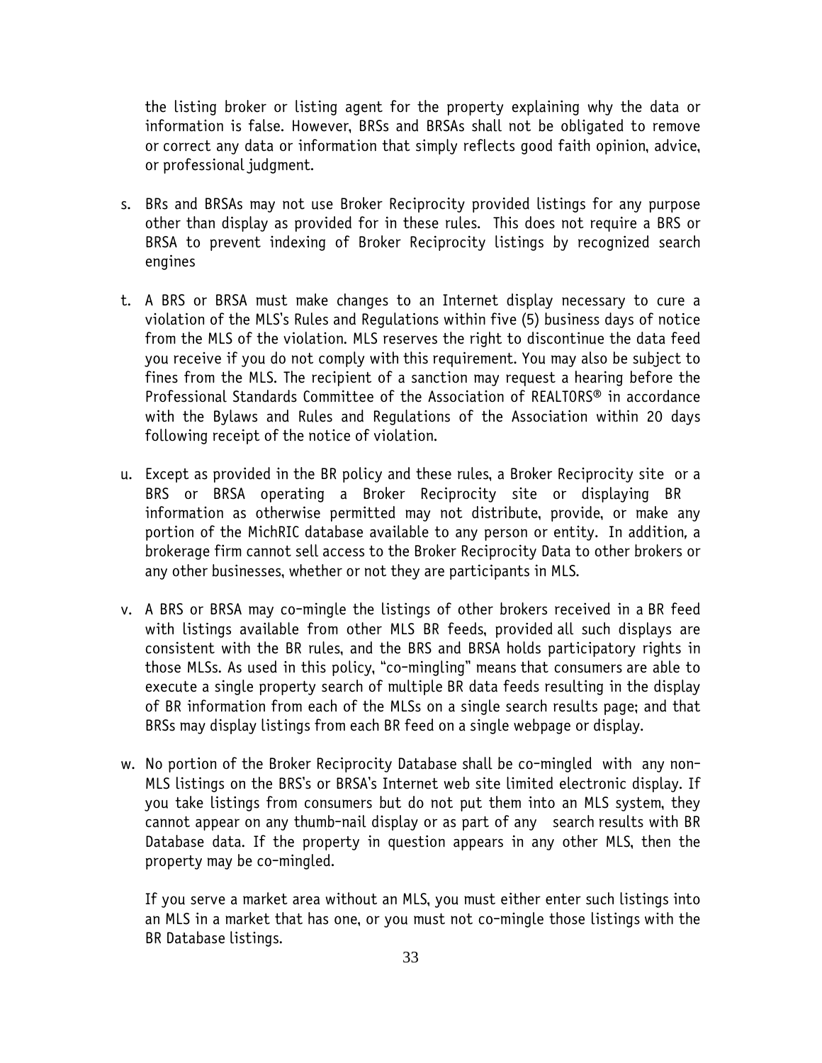the listing broker or listing agent for the property explaining why the data or information is false. However, BRSs and BRSAs shall not be obligated to remove or correct any data or information that simply reflects good faith opinion, advice, or professional judgment.

s. BRs and BRSAs may not use Broker Reciprocity provided listings for any purpose other than display as provided for in these rules. This does not require a BRS or BRSA to prevent indexing of Broker Reciprocity listings by recognized search engines

t. A BRS or BRSA must make changes to an Internet display necessary to cure a violation of the MLS's Rules and Regulations within five (5) business days of notice from the MLS of the violation. MLS reserves the right to discontinue the data feed you receive if you do not comply with this requirement. You may also be subject to fines from the MLS. The recipient of a sanction may request a hearing before the Professional Standards Committee of the Association of REALTORS® in accordance with the Bylaws and Rules and Regulations of the Association within 20 days following receipt of the notice of violation.

u. Except as provided in the BR policy and these rules, a Broker Reciprocity site or a BRS or BRSA operating a Broker Reciprocity site or displaying BR information as otherwise permitted may not distribute, provide, or make any portion of the MichRIC database available to any person or entity. In addition, a brokerage firm cannot sell access to the Broker Reciprocity Data to other brokers or any other businesses, whether or not they are participants in MLS.

v. A BRS or BRSA may co-mingle the listings of other brokers received in a BR feed with listings available from other MLS BR feeds, provided all such displays are consistent with the BR rules, and the BRS and BRSA holds participatory rights in those MLSs. As used in this policy, "co-mingling" means that consumers are able to execute a single property search of multiple BR data feeds resulting in the display of BR information from each of the MLSs on a single search results page; and that BRSs may display listings from each BR feed on a single webpage or display.

w. No portion of the Broker Reciprocity Database shall be co-mingled with any non-MLS listings on the BRS's or BRSA's Internet web site limited electronic display. If you take listings from consumers but do not put them into an MLS system, they cannot appear on any thumb-nail display or as part of any search results with BR Database data. If the property in question appears in any other MLS, then the property may be co-mingled.

   If you serve a market area without an MLS, you must either enter such listings into an MLS in a market that has one, or you must not co-mingle those listings with the BR Database listings.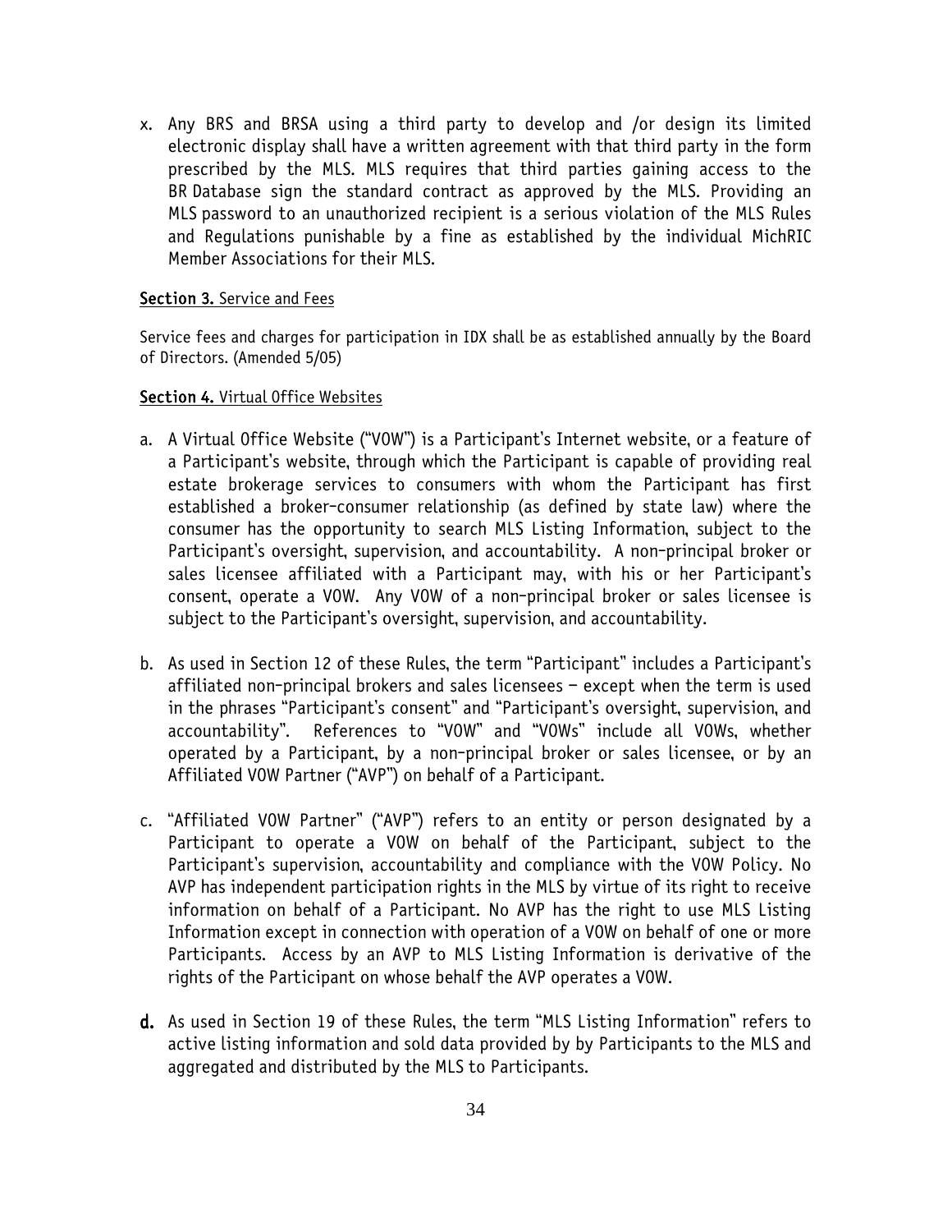x. Any BRS and BRSA using a third party to develop and /or design its limited electronic display shall have a written agreement with that third party in the form prescribed by the MLS. MLS requires that third parties gaining access to the BR Database sign the standard contract as approved by the MLS. Providing an MLS password to an unauthorized recipient is a serious violation of the MLS Rules and Regulations punishable by a fine as established by the individual MichRIC Member Associations for their MLS.

**Section 3.** Service and Fees

Service fees and charges for participation in IDX shall be as established annually by the Board of Directors. (Amended 5/05)

**Section 4.** Virtual Office Websites

a. A Virtual Office Website ("VOW") is a Participant's Internet website, or a feature of a Participant's website, through which the Participant is capable of providing real estate brokerage services to consumers with whom the Participant has first established a broker-consumer relationship (as defined by state law) where the consumer has the opportunity to search MLS Listing Information, subject to the Participant's oversight, supervision, and accountability. A non-principal broker or sales licensee affiliated with a Participant may, with his or her Participant's consent, operate a VOW. Any VOW of a non-principal broker or sales licensee is subject to the Participant's oversight, supervision, and accountability.

b. As used in Section 12 of these Rules, the term "Participant" includes a Participant's affiliated non-principal brokers and sales licensees – except when the term is used in the phrases "Participant's consent" and "Participant's oversight, supervision, and accountability". References to "VOW" and "VOWs" include all VOWs, whether operated by a Participant, by a non-principal broker or sales licensee, or by an Affiliated VOW Partner ("AVP") on behalf of a Participant.

c. "Affiliated VOW Partner" ("AVP") refers to an entity or person designated by a Participant to operate a VOW on behalf of the Participant, subject to the Participant's supervision, accountability and compliance with the VOW Policy. No AVP has independent participation rights in the MLS by virtue of its right to receive information on behalf of a Participant. No AVP has the right to use MLS Listing Information except in connection with operation of a VOW on behalf of one or more Participants. Access by an AVP to MLS Listing Information is derivative of the rights of the Participant on whose behalf the AVP operates a VOW.

**d.** As used in Section 19 of these Rules, the term "MLS Listing Information" refers to active listing information and sold data provided by by Participants to the MLS and aggregated and distributed by the MLS to Participants.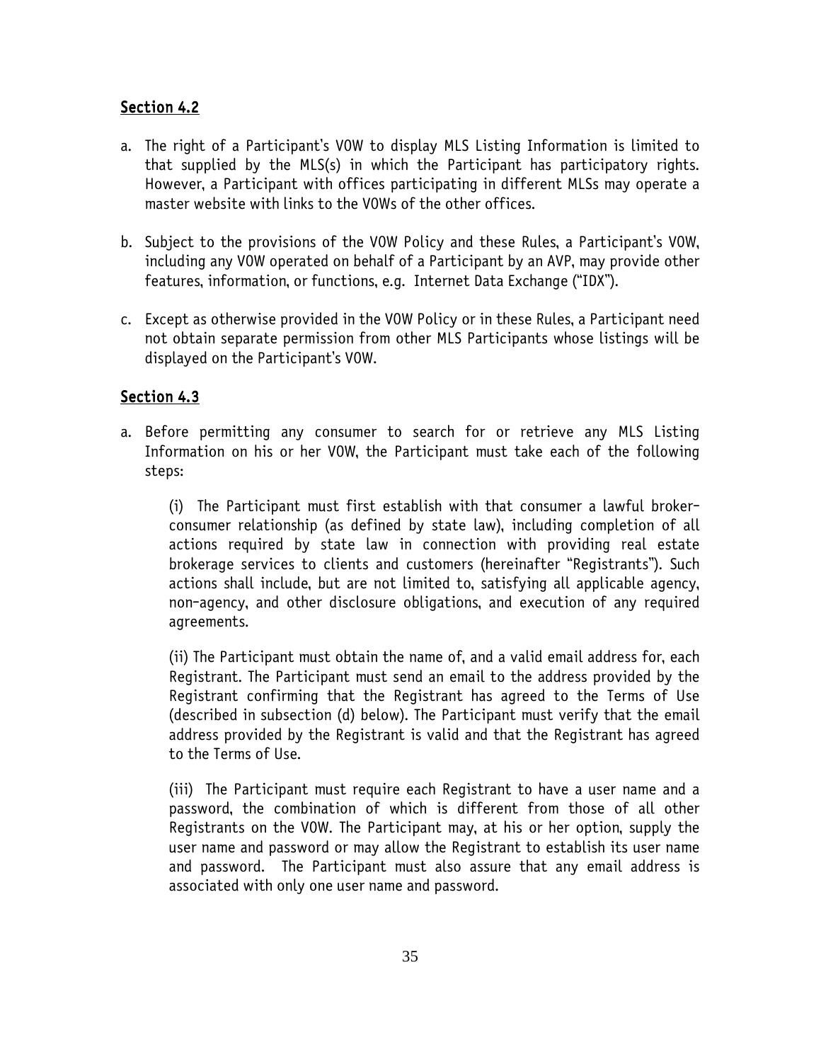## Section 4.2

a. The right of a Participant's VOW to display MLS Listing Information is limited to that supplied by the MLS(s) in which the Participant has participatory rights. However, a Participant with offices participating in different MLSs may operate a master website with links to the VOWs of the other offices.

b. Subject to the provisions of the VOW Policy and these Rules, a Participant's VOW, including any VOW operated on behalf of a Participant by an AVP, may provide other features, information, or functions, e.g. Internet Data Exchange ("IDX").

c. Except as otherwise provided in the VOW Policy or in these Rules, a Participant need not obtain separate permission from other MLS Participants whose listings will be displayed on the Participant's VOW.

## Section 4.3

a. Before permitting any consumer to search for or retrieve any MLS Listing Information on his or her VOW, the Participant must take each of the following steps:

   (i) The Participant must first establish with that consumer a lawful broker-consumer relationship (as defined by state law), including completion of all actions required by state law in connection with providing real estate brokerage services to clients and customers (hereinafter "Registrants"). Such actions shall include, but are not limited to, satisfying all applicable agency, non-agency, and other disclosure obligations, and execution of any required agreements.

   (ii) The Participant must obtain the name of, and a valid email address for, each Registrant. The Participant must send an email to the address provided by the Registrant confirming that the Registrant has agreed to the Terms of Use (described in subsection (d) below). The Participant must verify that the email address provided by the Registrant is valid and that the Registrant has agreed to the Terms of Use.

   (iii) The Participant must require each Registrant to have a user name and a password, the combination of which is different from those of all other Registrants on the VOW. The Participant may, at his or her option, supply the user name and password or may allow the Registrant to establish its user name and password. The Participant must also assure that any email address is associated with only one user name and password.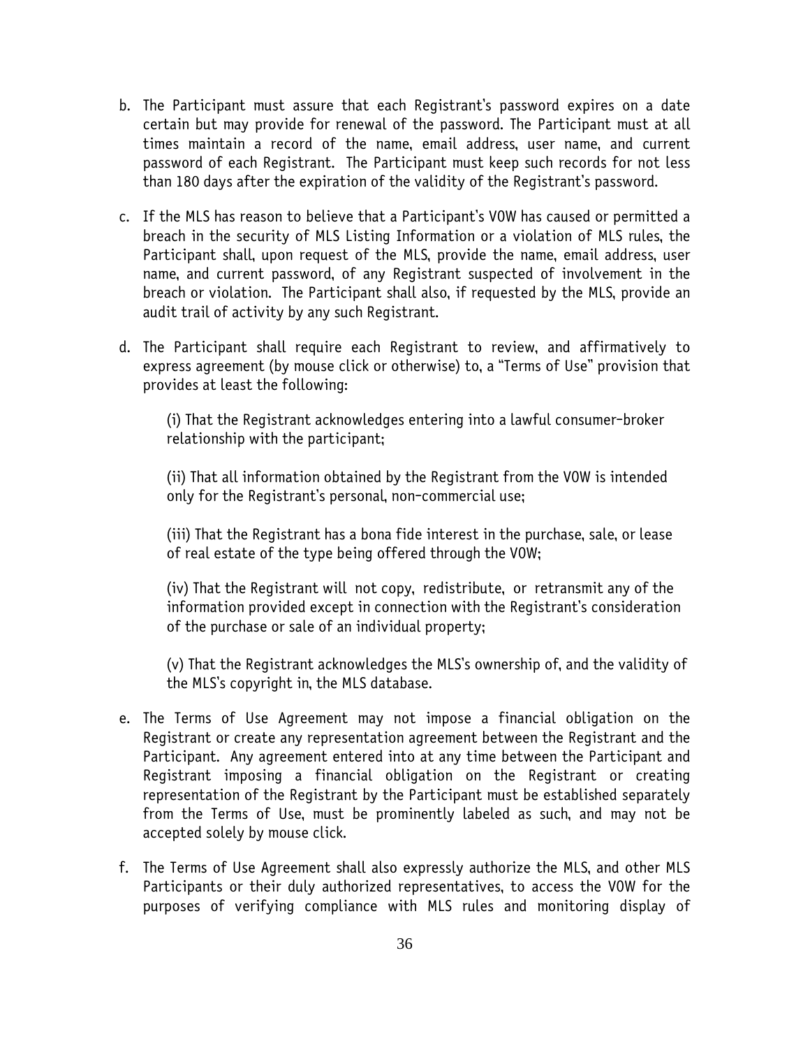b. The Participant must assure that each Registrant's password expires on a date certain but may provide for renewal of the password. The Participant must at all times maintain a record of the name, email address, user name, and current password of each Registrant. The Participant must keep such records for not less than 180 days after the expiration of the validity of the Registrant's password.

c. If the MLS has reason to believe that a Participant's VOW has caused or permitted a breach in the security of MLS Listing Information or a violation of MLS rules, the Participant shall, upon request of the MLS, provide the name, email address, user name, and current password, of any Registrant suspected of involvement in the breach or violation. The Participant shall also, if requested by the MLS, provide an audit trail of activity by any such Registrant.

d. The Participant shall require each Registrant to review, and affirmatively to express agreement (by mouse click or otherwise) to, a "Terms of Use" provision that provides at least the following:

   (i) That the Registrant acknowledges entering into a lawful consumer-broker relationship with the participant;

   (ii) That all information obtained by the Registrant from the VOW is intended only for the Registrant's personal, non-commercial use;

   (iii) That the Registrant has a bona fide interest in the purchase, sale, or lease of real estate of the type being offered through the VOW;

   (iv) That the Registrant will not copy, redistribute, or retransmit any of the information provided except in connection with the Registrant's consideration of the purchase or sale of an individual property;

   (v) That the Registrant acknowledges the MLS's ownership of, and the validity of the MLS's copyright in, the MLS database.

e. The Terms of Use Agreement may not impose a financial obligation on the Registrant or create any representation agreement between the Registrant and the Participant. Any agreement entered into at any time between the Participant and Registrant imposing a financial obligation on the Registrant or creating representation of the Registrant by the Participant must be established separately from the Terms of Use, must be prominently labeled as such, and may not be accepted solely by mouse click.

f. The Terms of Use Agreement shall also expressly authorize the MLS, and other MLS Participants or their duly authorized representatives, to access the VOW for the purposes of verifying compliance with MLS rules and monitoring display of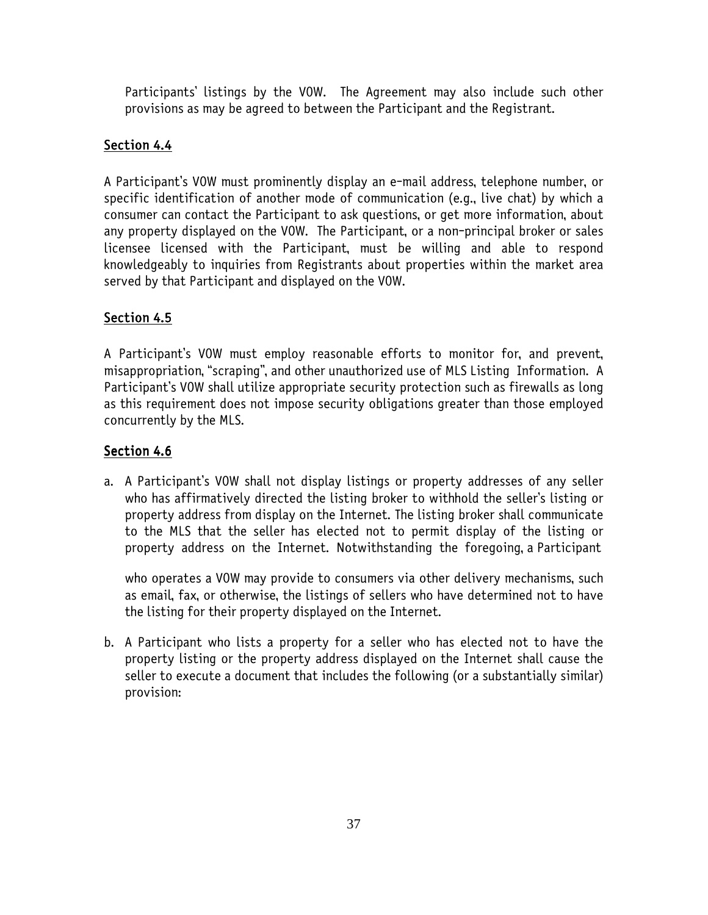Participants' listings by the VOW. The Agreement may also include such other provisions as may be agreed to between the Participant and the Registrant.

## Section 4.4

A Participant's VOW must prominently display an e-mail address, telephone number, or specific identification of another mode of communication (e.g., live chat) by which a consumer can contact the Participant to ask questions, or get more information, about any property displayed on the VOW. The Participant, or a non-principal broker or sales licensee licensed with the Participant, must be willing and able to respond knowledgeably to inquiries from Registrants about properties within the market area served by that Participant and displayed on the VOW.

## Section 4.5

A Participant's VOW must employ reasonable efforts to monitor for, and prevent, misappropriation, "scraping", and other unauthorized use of MLS Listing Information. A Participant's VOW shall utilize appropriate security protection such as firewalls as long as this requirement does not impose security obligations greater than those employed concurrently by the MLS.

## Section 4.6

a. A Participant's VOW shall not display listings or property addresses of any seller who has affirmatively directed the listing broker to withhold the seller's listing or property address from display on the Internet. The listing broker shall communicate to the MLS that the seller has elected not to permit display of the listing or property address on the Internet. Notwithstanding the foregoing, a Participant who operates a VOW may provide to consumers via other delivery mechanisms, such as email, fax, or otherwise, the listings of sellers who have determined not to have the listing for their property displayed on the Internet.

b. A Participant who lists a property for a seller who has elected not to have the property listing or the property address displayed on the Internet shall cause the seller to execute a document that includes the following (or a substantially similar) provision: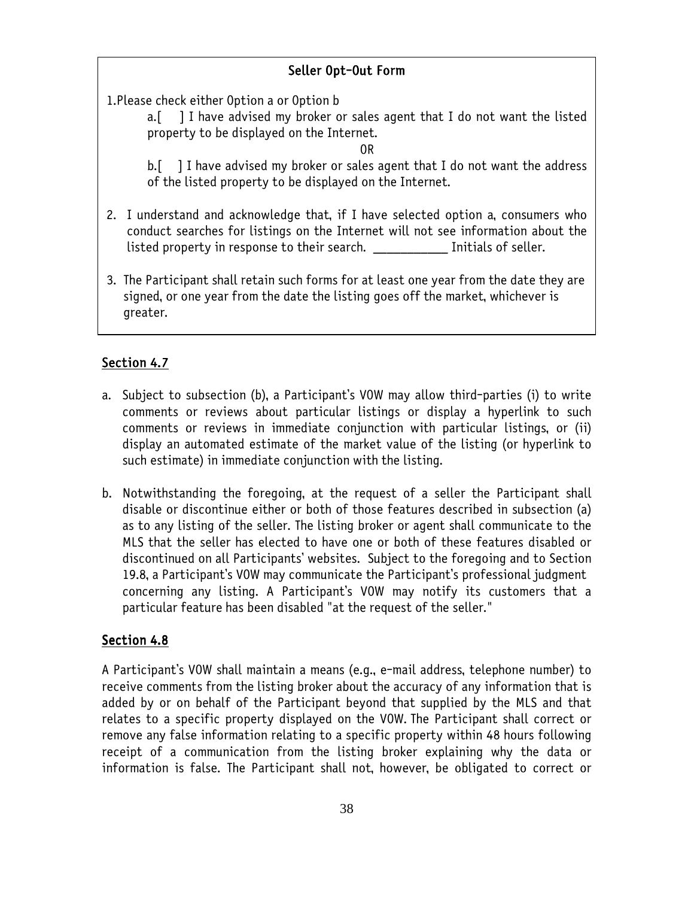**Seller Opt-Out Form**

1. Please check either Option a or Option b

   a.[ ] I have advised my broker or sales agent that I do not want the listed property to be displayed on the Internet.

   OR

   b.[ ] I have advised my broker or sales agent that I do not want the address of the listed property to be displayed on the Internet.

2. I understand and acknowledge that, if I have selected option a, consumers who conduct searches for listings on the Internet will not see information about the listed property in response to their search. ___________ Initials of seller.

3. The Participant shall retain such forms for at least one year from the date they are signed, or one year from the date the listing goes off the market, whichever is greater.

## Section 4.7

a. Subject to subsection (b), a Participant's VOW may allow third-parties (i) to write comments or reviews about particular listings or display a hyperlink to such comments or reviews in immediate conjunction with particular listings, or (ii) display an automated estimate of the market value of the listing (or hyperlink to such estimate) in immediate conjunction with the listing.

b. Notwithstanding the foregoing, at the request of a seller the Participant shall disable or discontinue either or both of those features described in subsection (a) as to any listing of the seller. The listing broker or agent shall communicate to the MLS that the seller has elected to have one or both of these features disabled or discontinued on all Participants' websites. Subject to the foregoing and to Section 19.8, a Participant's VOW may communicate the Participant's professional judgment concerning any listing. A Participant's VOW may notify its customers that a particular feature has been disabled "at the request of the seller."

## Section 4.8

A Participant's VOW shall maintain a means (e.g., e-mail address, telephone number) to receive comments from the listing broker about the accuracy of any information that is added by or on behalf of the Participant beyond that supplied by the MLS and that relates to a specific property displayed on the VOW. The Participant shall correct or remove any false information relating to a specific property within 48 hours following receipt of a communication from the listing broker explaining why the data or information is false. The Participant shall not, however, be obligated to correct or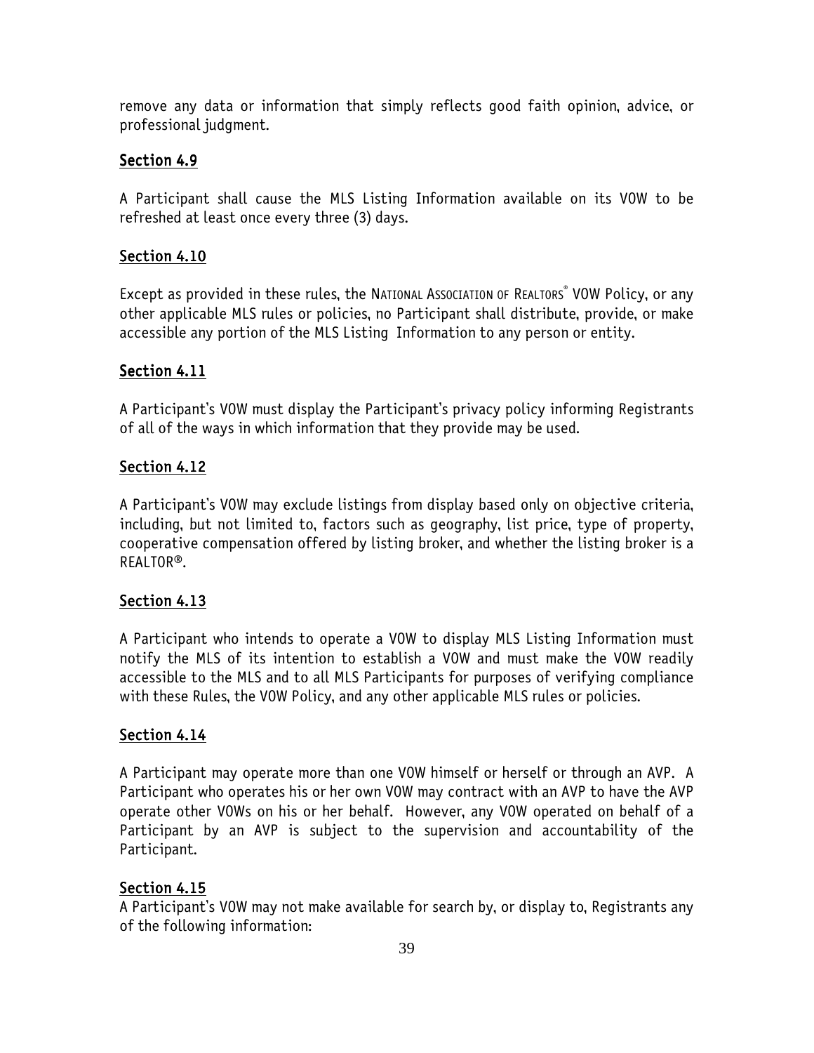remove any data or information that simply reflects good faith opinion, advice, or professional judgment.

## Section 4.9

A Participant shall cause the MLS Listing Information available on its VOW to be refreshed at least once every three (3) days.

## Section 4.10

Except as provided in these rules, the NATIONAL ASSOCIATION OF REALTORS® VOW Policy, or any other applicable MLS rules or policies, no Participant shall distribute, provide, or make accessible any portion of the MLS Listing Information to any person or entity.

## Section 4.11

A Participant's VOW must display the Participant's privacy policy informing Registrants of all of the ways in which information that they provide may be used.

## Section 4.12

A Participant's VOW may exclude listings from display based only on objective criteria, including, but not limited to, factors such as geography, list price, type of property, cooperative compensation offered by listing broker, and whether the listing broker is a REALTOR®.

## Section 4.13

A Participant who intends to operate a VOW to display MLS Listing Information must notify the MLS of its intention to establish a VOW and must make the VOW readily accessible to the MLS and to all MLS Participants for purposes of verifying compliance with these Rules, the VOW Policy, and any other applicable MLS rules or policies.

## Section 4.14

A Participant may operate more than one VOW himself or herself or through an AVP. A Participant who operates his or her own VOW may contract with an AVP to have the AVP operate other VOWs on his or her behalf. However, any VOW operated on behalf of a Participant by an AVP is subject to the supervision and accountability of the Participant.

## Section 4.15

A Participant's VOW may not make available for search by, or display to, Registrants any of the following information: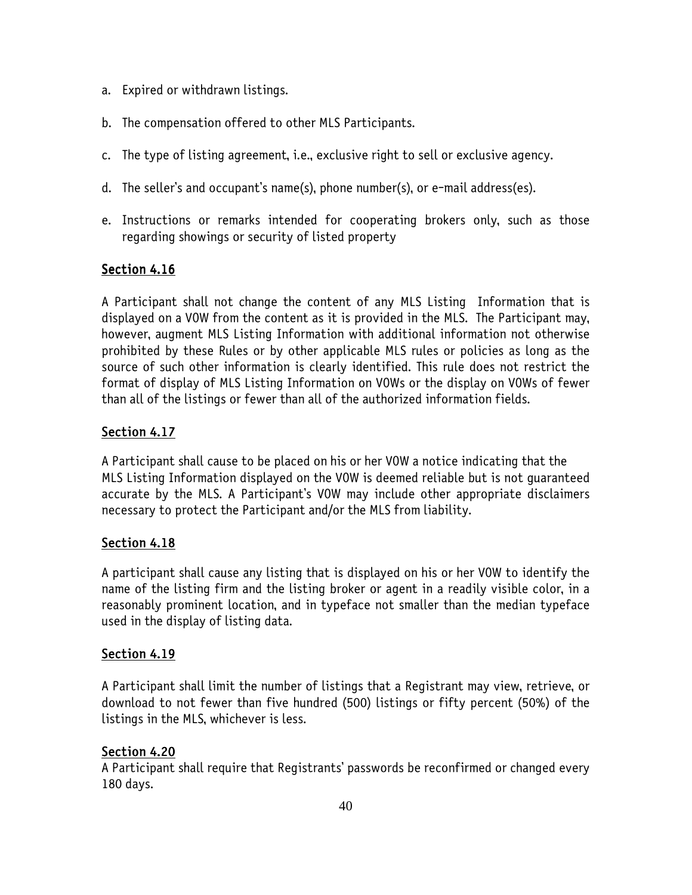a. Expired or withdrawn listings.

b. The compensation offered to other MLS Participants.

c. The type of listing agreement, i.e., exclusive right to sell or exclusive agency.

d. The seller's and occupant's name(s), phone number(s), or e-mail address(es).

e. Instructions or remarks intended for cooperating brokers only, such as those regarding showings or security of listed property

## Section 4.16

A Participant shall not change the content of any MLS Listing Information that is displayed on a VOW from the content as it is provided in the MLS. The Participant may, however, augment MLS Listing Information with additional information not otherwise prohibited by these Rules or by other applicable MLS rules or policies as long as the source of such other information is clearly identified. This rule does not restrict the format of display of MLS Listing Information on VOWs or the display on VOWs of fewer than all of the listings or fewer than all of the authorized information fields.

## Section 4.17

A Participant shall cause to be placed on his or her VOW a notice indicating that the MLS Listing Information displayed on the VOW is deemed reliable but is not guaranteed accurate by the MLS. A Participant's VOW may include other appropriate disclaimers necessary to protect the Participant and/or the MLS from liability.

## Section 4.18

A participant shall cause any listing that is displayed on his or her VOW to identify the name of the listing firm and the listing broker or agent in a readily visible color, in a reasonably prominent location, and in typeface not smaller than the median typeface used in the display of listing data.

## Section 4.19

A Participant shall limit the number of listings that a Registrant may view, retrieve, or download to not fewer than five hundred (500) listings or fifty percent (50%) of the listings in the MLS, whichever is less.

## Section 4.20

A Participant shall require that Registrants' passwords be reconfirmed or changed every 180 days.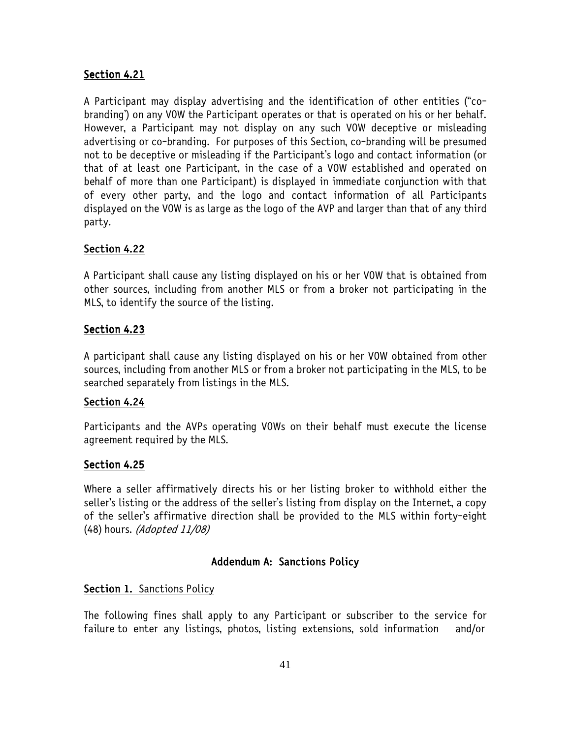## Section 4.21

A Participant may display advertising and the identification of other entities ("co-branding") on any VOW the Participant operates or that is operated on his or her behalf. However, a Participant may not display on any such VOW deceptive or misleading advertising or co-branding. For purposes of this Section, co-branding will be presumed not to be deceptive or misleading if the Participant's logo and contact information (or that of at least one Participant, in the case of a VOW established and operated on behalf of more than one Participant) is displayed in immediate conjunction with that of every other party, and the logo and contact information of all Participants displayed on the VOW is as large as the logo of the AVP and larger than that of any third party.

## Section 4.22

A Participant shall cause any listing displayed on his or her VOW that is obtained from other sources, including from another MLS or from a broker not participating in the MLS, to identify the source of the listing.

## Section 4.23

A participant shall cause any listing displayed on his or her VOW obtained from other sources, including from another MLS or from a broker not participating in the MLS, to be searched separately from listings in the MLS.

## Section 4.24

Participants and the AVPs operating VOWs on their behalf must execute the license agreement required by the MLS.

## Section 4.25

Where a seller affirmatively directs his or her listing broker to withhold either the seller's listing or the address of the seller's listing from display on the Internet, a copy of the seller's affirmative direction shall be provided to the MLS within forty-eight (48) hours. *(Adopted 11/08)*

# Addendum A: Sanctions Policy

**Section 1.** Sanctions Policy

The following fines shall apply to any Participant or subscriber to the service for failure to enter any listings, photos, listing extensions, sold information and/or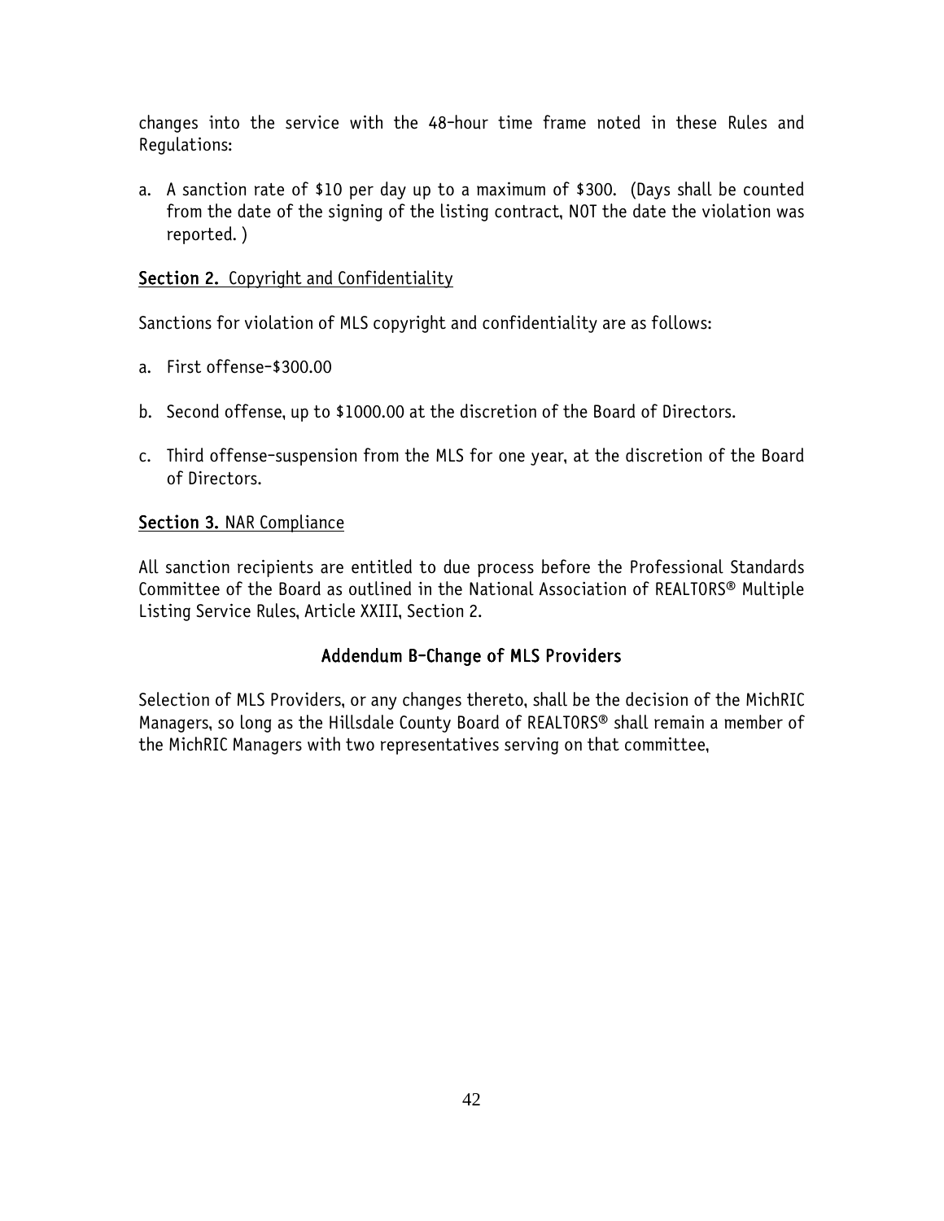changes into the service with the 48-hour time frame noted in these Rules and Regulations:

a. A sanction rate of $10 per day up to a maximum of $300. (Days shall be counted from the date of the signing of the listing contract, NOT the date the violation was reported. )

**Section 2.** Copyright and Confidentiality

Sanctions for violation of MLS copyright and confidentiality are as follows:

a. First offense-$300.00

b. Second offense, up to $1000.00 at the discretion of the Board of Directors.

c. Third offense-suspension from the MLS for one year, at the discretion of the Board of Directors.

**Section 3.** NAR Compliance

All sanction recipients are entitled to due process before the Professional Standards Committee of the Board as outlined in the National Association of REALTORS® Multiple Listing Service Rules, Article XXIII, Section 2.

## Addendum B-Change of MLS Providers

Selection of MLS Providers, or any changes thereto, shall be the decision of the MichRIC Managers, so long as the Hillsdale County Board of REALTORS® shall remain a member of the MichRIC Managers with two representatives serving on that committee,